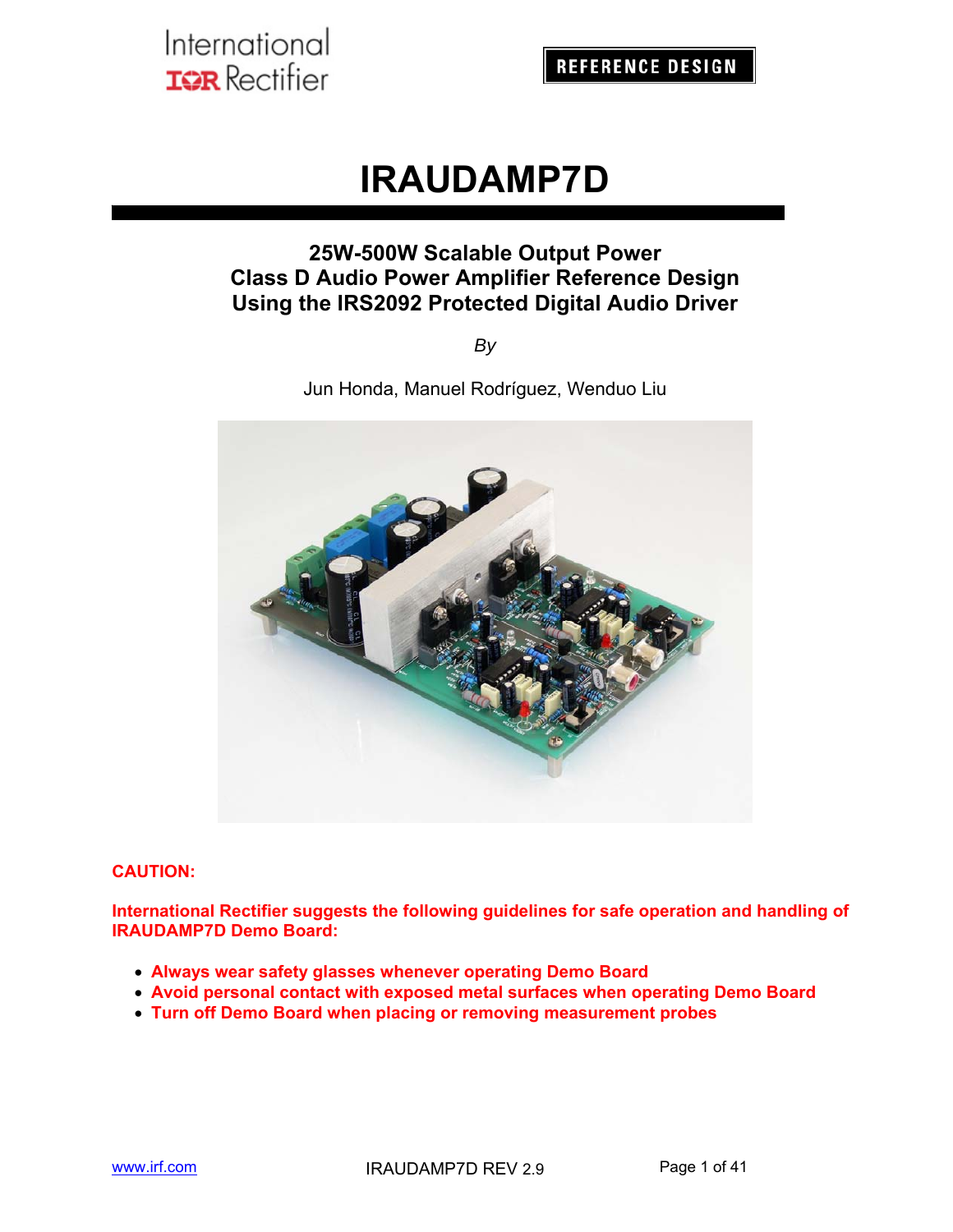International
IOR Rectifier

REFERENCE DESIGN

# IRAUDAMP7D

## 25W-500W Scalable Output Power
## Class D Audio Power Amplifier Reference Design
## Using the IRS2092 Protected Digital Audio Driver

*By*

Jun Honda, Manuel Rodríguez, Wenduo Liu

**CAUTION:**

**International Rectifier suggests the following guidelines for safe operation and handling of IRAUDAMP7D Demo Board:**

- **Always wear safety glasses whenever operating Demo Board**
- **Avoid personal contact with exposed metal surfaces when operating Demo Board**
- **Turn off Demo Board when placing or removing measurement probes**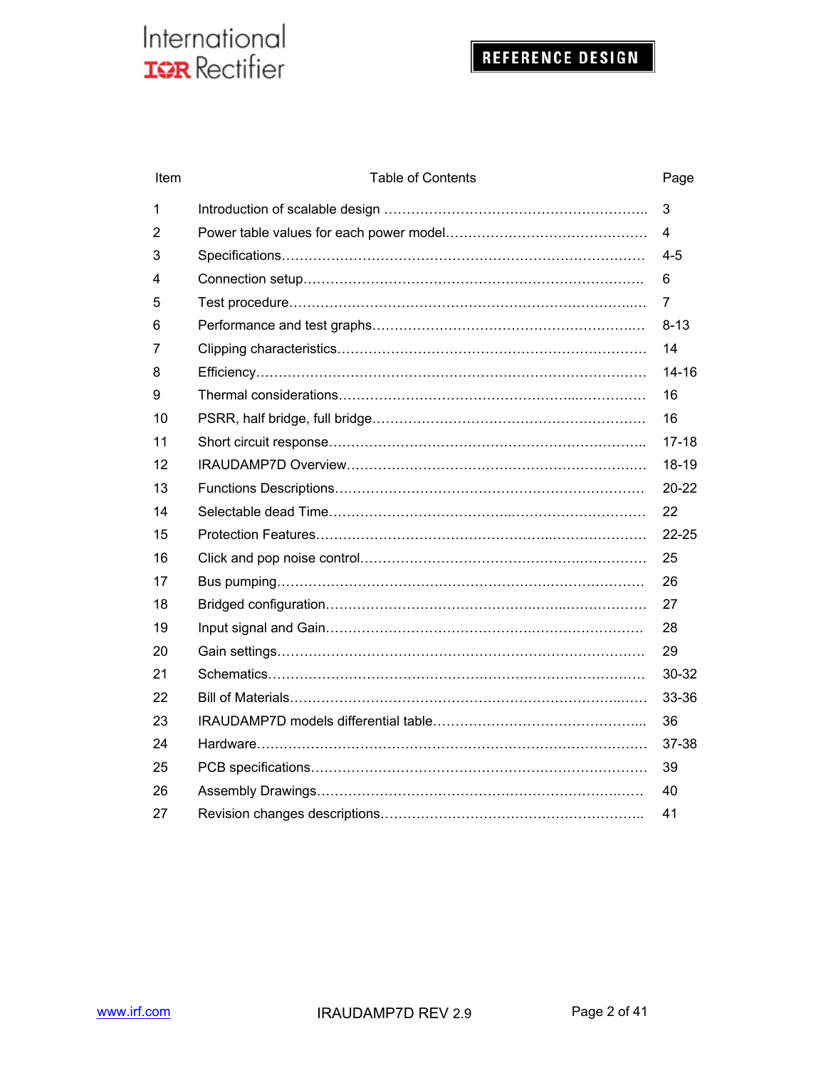| Item | Table of Contents | Page |
|---|---|---|
| 1 | Introduction of scalable design | 3 |
| 2 | Power table values for each power model | 4 |
| 3 | Specifications | 4-5 |
| 4 | Connection setup | 6 |
| 5 | Test procedure | 7 |
| 6 | Performance and test graphs | 8-13 |
| 7 | Clipping characteristics | 14 |
| 8 | Efficiency | 14-16 |
| 9 | Thermal considerations | 16 |
| 10 | PSRR, half bridge, full bridge | 16 |
| 11 | Short circuit response | 17-18 |
| 12 | IRAUDAMP7D Overview | 18-19 |
| 13 | Functions Descriptions | 20-22 |
| 14 | Selectable dead Time | 22 |
| 15 | Protection Features | 22-25 |
| 16 | Click and pop noise control | 25 |
| 17 | Bus pumping | 26 |
| 18 | Bridged configuration | 27 |
| 19 | Input signal and Gain | 28 |
| 20 | Gain settings | 29 |
| 21 | Schematics | 30-32 |
| 22 | Bill of Materials | 33-36 |
| 23 | IRAUDAMP7D models differential table | 36 |
| 24 | Hardware | 37-38 |
| 25 | PCB specifications | 39 |
| 26 | Assembly Drawings | 40 |
| 27 | Revision changes descriptions | 41 |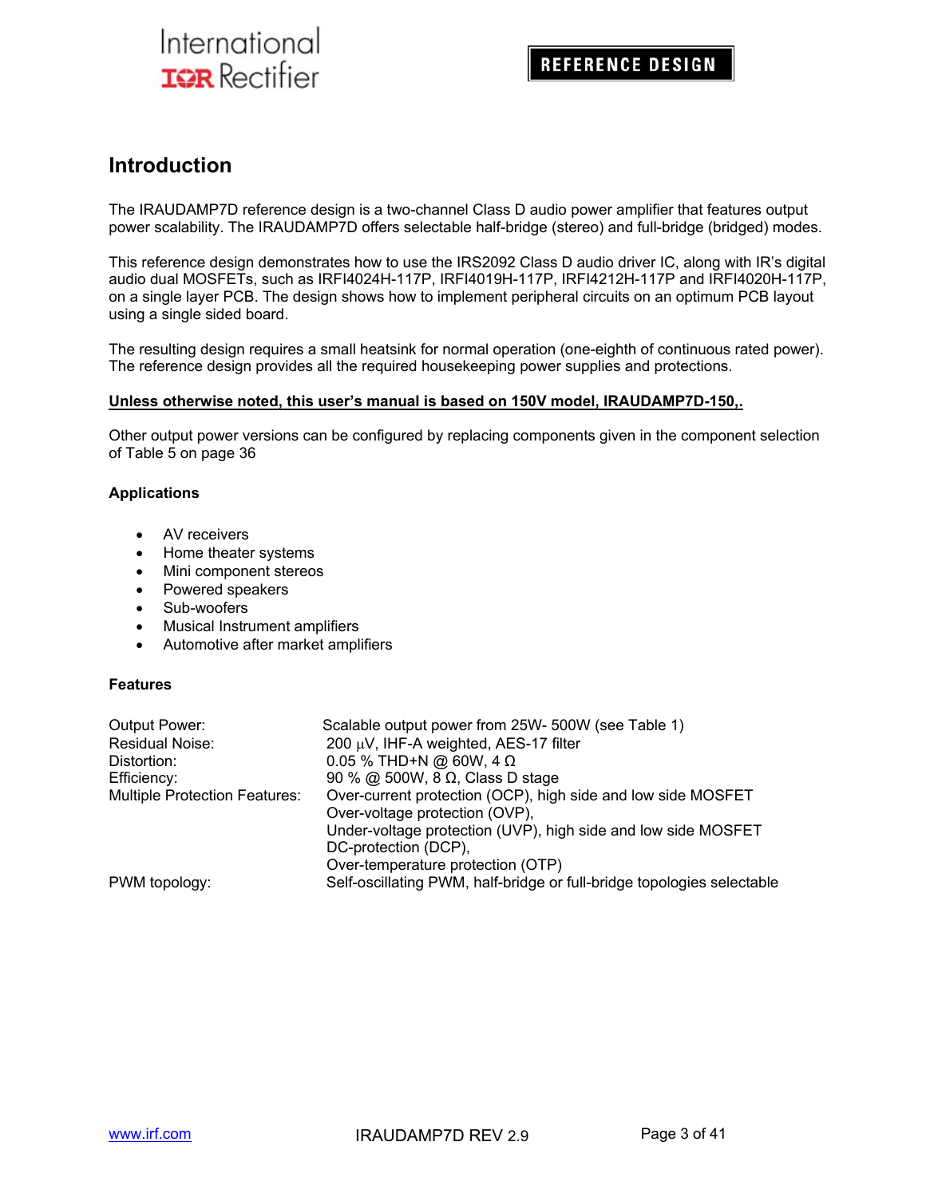## Introduction

The IRAUDAMP7D reference design is a two-channel Class D audio power amplifier that features output power scalability. The IRAUDAMP7D offers selectable half-bridge (stereo) and full-bridge (bridged) modes.

This reference design demonstrates how to use the IRS2092 Class D audio driver IC, along with IR's digital audio dual MOSFETs, such as IRFI4024H-117P, IRFI4019H-117P, IRFI4212H-117P and IRFI4020H-117P, on a single layer PCB. The design shows how to implement peripheral circuits on an optimum PCB layout using a single sided board.

The resulting design requires a small heatsink for normal operation (one-eighth of continuous rated power). The reference design provides all the required housekeeping power supplies and protections.

<u>**Unless otherwise noted, this user's manual is based on 150V model, IRAUDAMP7D-150,.**</u>

Other output power versions can be configured by replacing components given in the component selection of Table 5 on page 36

### Applications

- AV receivers
- Home theater systems
- Mini component stereos
- Powered speakers
- Sub-woofers
- Musical Instrument amplifiers
- Automotive after market amplifiers

### Features

| | |
|---|---|
| Output Power: | Scalable output power from 25W- 500W (see Table 1) |
| Residual Noise: | 200 µV, IHF-A weighted, AES-17 filter |
| Distortion: | 0.05 % THD+N @ 60W, 4 Ω |
| Efficiency: | 90 % @ 500W, 8 Ω, Class D stage |
| Multiple Protection Features: | Over-current protection (OCP), high side and low side MOSFET<br>Over-voltage protection (OVP),<br>Under-voltage protection (UVP), high side and low side MOSFET<br>DC-protection (DCP),<br>Over-temperature protection (OTP) |
| PWM topology: | Self-oscillating PWM, half-bridge or full-bridge topologies selectable |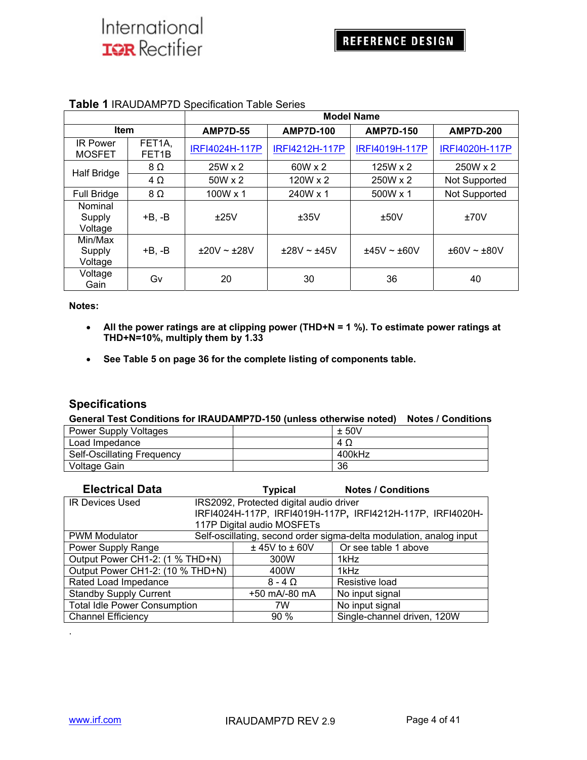**Table 1** IRAUDAMP7D Specification Table Series

| Item | | Model Name | | | |
|---|---|---|---|---|---|
| | | AMP7D-55 | AMP7D-100 | AMP7D-150 | AMP7D-200 |
| IR Power MOSFET | FET1A, FET1B | IRFI4024H-117P | IRFI4212H-117P | IRFI4019H-117P | IRFI4020H-117P |
| Half Bridge | 8 Ω | 25W x 2 | 60W x 2 | 125W x 2 | 250W x 2 |
| | 4 Ω | 50W x 2 | 120W x 2 | 250W x 2 | Not Supported |
| Full Bridge | 8 Ω | 100W x 1 | 240W x 1 | 500W x 1 | Not Supported |
| Nominal Supply Voltage | +B, -B | ±25V | ±35V | ±50V | ±70V |
| Min/Max Supply Voltage | +B, -B | ±20V ~ ±28V | ±28V ~ ±45V | ±45V ~ ±60V | ±60V ~ ±80V |
| Voltage Gain | Gv | 20 | 30 | 36 | 40 |

**Notes:**

- **All the power ratings are at clipping power (THD+N = 1 %). To estimate power ratings at THD+N=10%, multiply them by 1.33**
- **See Table 5 on page 36 for the complete listing of components table.**

## Specifications

| General Test Conditions for IRAUDAMP7D-150 (unless otherwise noted) | | Notes / Conditions |
|---|---|---|
| Power Supply Voltages | | ± 50V |
| Load Impedance | | 4 Ω |
| Self-Oscillating Frequency | | 400kHz |
| Voltage Gain | | 36 |

| Electrical Data | Typical | Notes / Conditions |
|---|---|---|
| IR Devices Used | IRS2092, Protected digital audio driver IRFI4024H-117P, IRFI4019H-117P, IRFI4212H-117P, IRFI4020H-117P Digital audio MOSFETs | |
| PWM Modulator | Self-oscillating, second order sigma-delta modulation, analog input | |
| Power Supply Range | ± 45V to ± 60V | Or see table 1 above |
| Output Power CH1-2: (1 % THD+N) | 300W | 1kHz |
| Output Power CH1-2: (10 % THD+N) | 400W | 1kHz |
| Rated Load Impedance | 8 - 4 Ω | Resistive load |
| Standby Supply Current | +50 mA/-80 mA | No input signal |
| Total Idle Power Consumption | 7W | No input signal |
| Channel Efficiency | 90 % | Single-channel driven, 120W |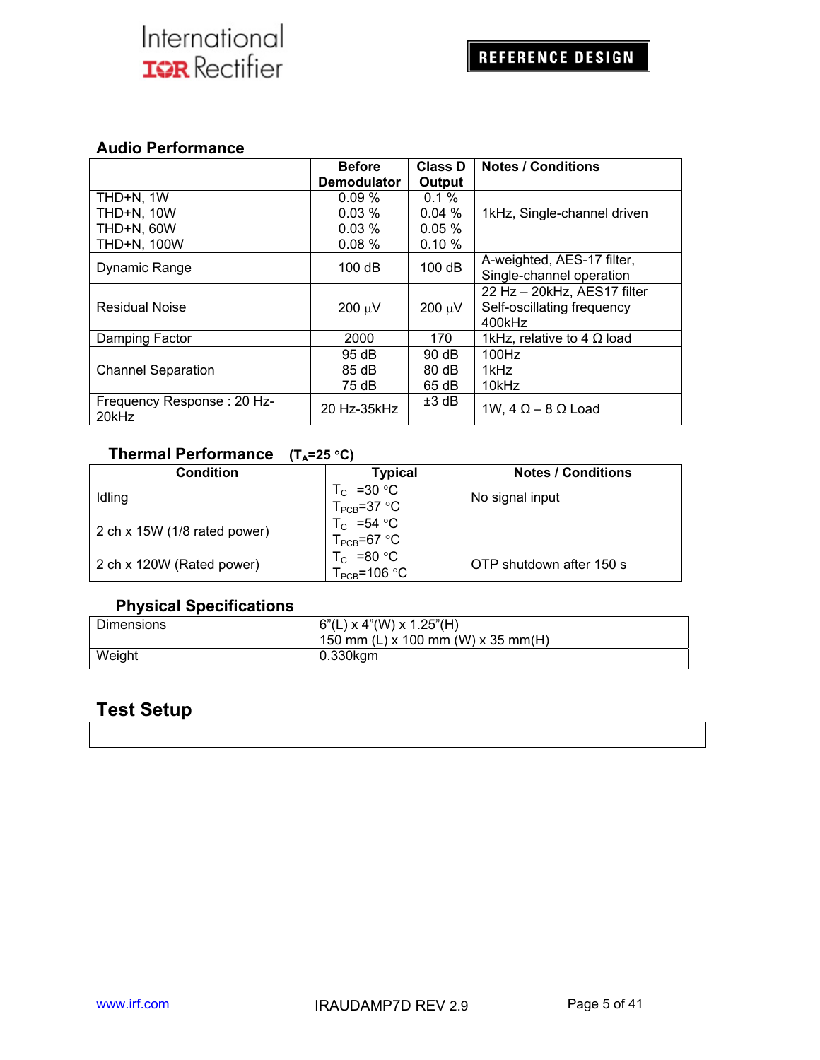## Audio Performance

| | Before Demodulator | Class D Output | Notes / Conditions |
|---|---|---|---|
| THD+N, 1W<br>THD+N, 10W<br>THD+N, 60W<br>THD+N, 100W | 0.09 %<br>0.03 %<br>0.03 %<br>0.08 % | 0.1 %<br>0.04 %<br>0.05 %<br>0.10 % | 1kHz, Single-channel driven |
| Dynamic Range | 100 dB | 100 dB | A-weighted, AES-17 filter, Single-channel operation |
| Residual Noise | 200 µV | 200 µV | 22 Hz – 20kHz, AES17 filter<br>Self-oscillating frequency 400kHz |
| Damping Factor | 2000 | 170 | 1kHz, relative to 4 Ω load |
| Channel Separation | 95 dB<br>85 dB<br>75 dB | 90 dB<br>80 dB<br>65 dB | 100Hz<br>1kHz<br>10kHz |
| Frequency Response : 20 Hz-20kHz | 20 Hz-35kHz | ±3 dB | 1W, 4 Ω – 8 Ω Load |

## Thermal Performance ($T_A$=25 °C)

| Condition | Typical | Notes / Conditions |
|---|---|---|
| Idling | $T_C$ =30 °C<br>$T_{PCB}$=37 °C | No signal input |
| 2 ch x 15W (1/8 rated power) | $T_C$ =54 °C<br>$T_{PCB}$=67 °C | |
| 2 ch x 120W (Rated power) | $T_C$ =80 °C<br>$T_{PCB}$=106 °C | OTP shutdown after 150 s |

## Physical Specifications

| | |
|---|---|
| Dimensions | 6"(L) x 4"(W) x 1.25"(H)<br>150 mm (L) x 100 mm (W) x 35 mm(H) |
| Weight | 0.330kgm |

## Test Setup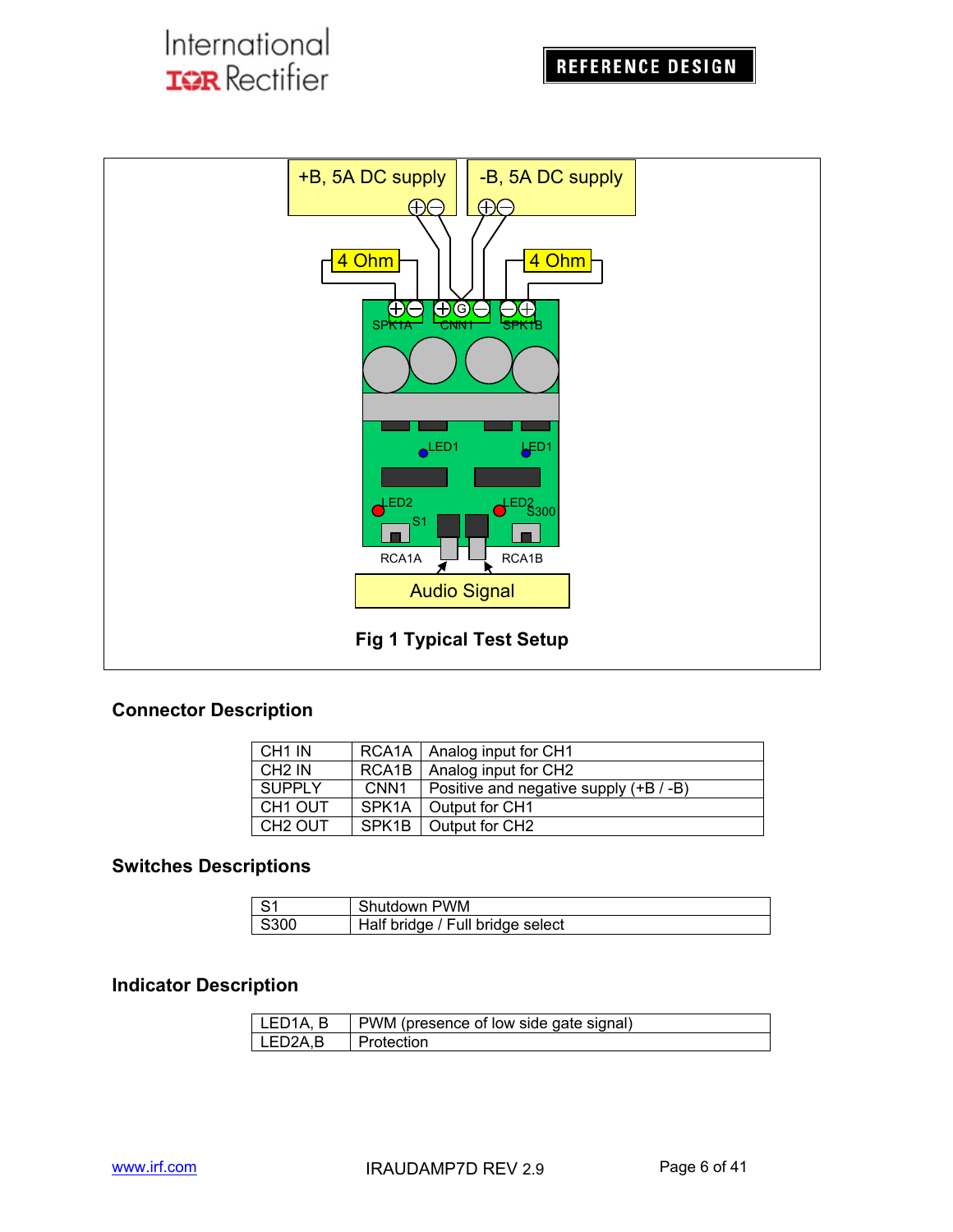Fig 1 Typical Test Setup

### Connector Description

| | | |
|---|---|---|
| CH1 IN | RCA1A | Analog input for CH1 |
| CH2 IN | RCA1B | Analog input for CH2 |
| SUPPLY | CNN1 | Positive and negative supply (+B / -B) |
| CH1 OUT | SPK1A | Output for CH1 |
| CH2 OUT | SPK1B | Output for CH2 |

### Switches Descriptions

| | |
|---|---|
| S1 | Shutdown PWM |
| S300 | Half bridge / Full bridge select |

### Indicator Description

| | |
|---|---|
| LED1A, B | PWM (presence of low side gate signal) |
| LED2A,B | Protection |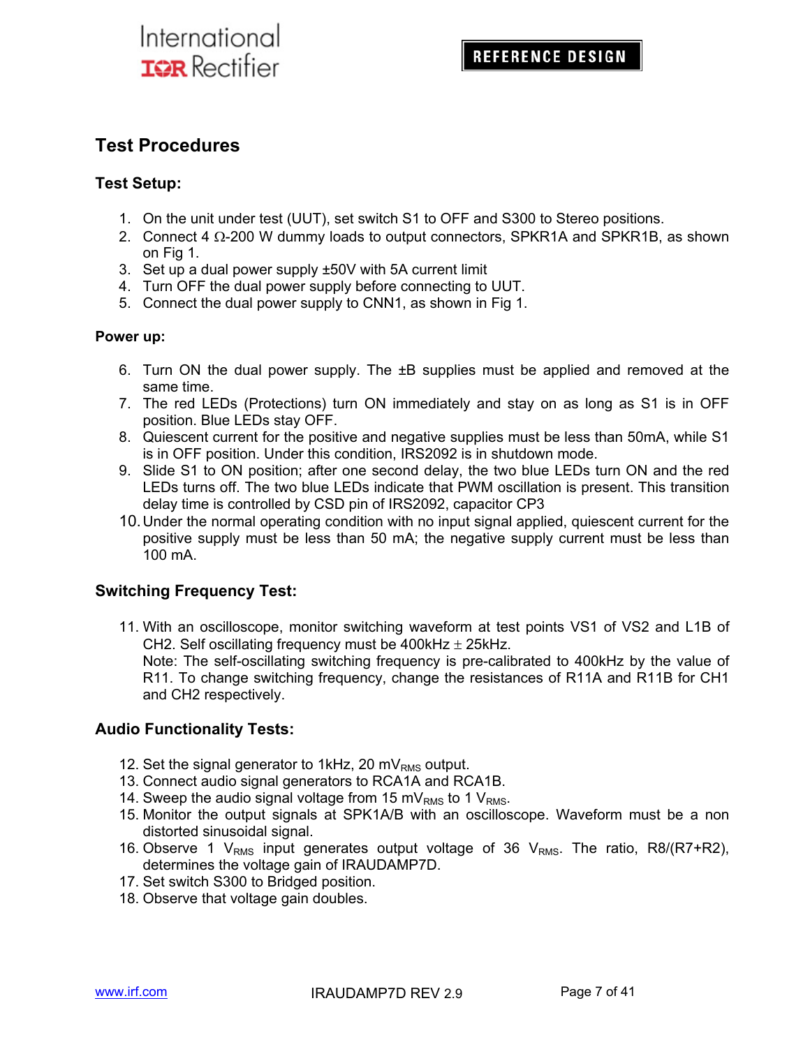## Test Procedures

### Test Setup:

1. On the unit under test (UUT), set switch S1 to OFF and S300 to Stereo positions.
2. Connect 4 Ω-200 W dummy loads to output connectors, SPKR1A and SPKR1B, as shown on Fig 1.
3. Set up a dual power supply ±50V with 5A current limit
4. Turn OFF the dual power supply before connecting to UUT.
5. Connect the dual power supply to CNN1, as shown in Fig 1.

### Power up:

6. Turn ON the dual power supply. The ±B supplies must be applied and removed at the same time.
7. The red LEDs (Protections) turn ON immediately and stay on as long as S1 is in OFF position. Blue LEDs stay OFF.
8. Quiescent current for the positive and negative supplies must be less than 50mA, while S1 is in OFF position. Under this condition, IRS2092 is in shutdown mode.
9. Slide S1 to ON position; after one second delay, the two blue LEDs turn ON and the red LEDs turns off. The two blue LEDs indicate that PWM oscillation is present. This transition delay time is controlled by CSD pin of IRS2092, capacitor CP3
10. Under the normal operating condition with no input signal applied, quiescent current for the positive supply must be less than 50 mA; the negative supply current must be less than 100 mA.

### Switching Frequency Test:

11. With an oscilloscope, monitor switching waveform at test points VS1 of VS2 and L1B of CH2. Self oscillating frequency must be 400kHz ± 25kHz.
    Note: The self-oscillating switching frequency is pre-calibrated to 400kHz by the value of R11. To change switching frequency, change the resistances of R11A and R11B for CH1 and CH2 respectively.

### Audio Functionality Tests:

12. Set the signal generator to 1kHz, 20 $mV_{RMS}$ output.
13. Connect audio signal generators to RCA1A and RCA1B.
14. Sweep the audio signal voltage from 15 $mV_{RMS}$ to 1 $V_{RMS}$.
15. Monitor the output signals at SPK1A/B with an oscilloscope. Waveform must be a non distorted sinusoidal signal.
16. Observe 1 $V_{RMS}$ input generates output voltage of 36 $V_{RMS}$. The ratio, R8/(R7+R2), determines the voltage gain of IRAUDAMP7D.
17. Set switch S300 to Bridged position.
18. Observe that voltage gain doubles.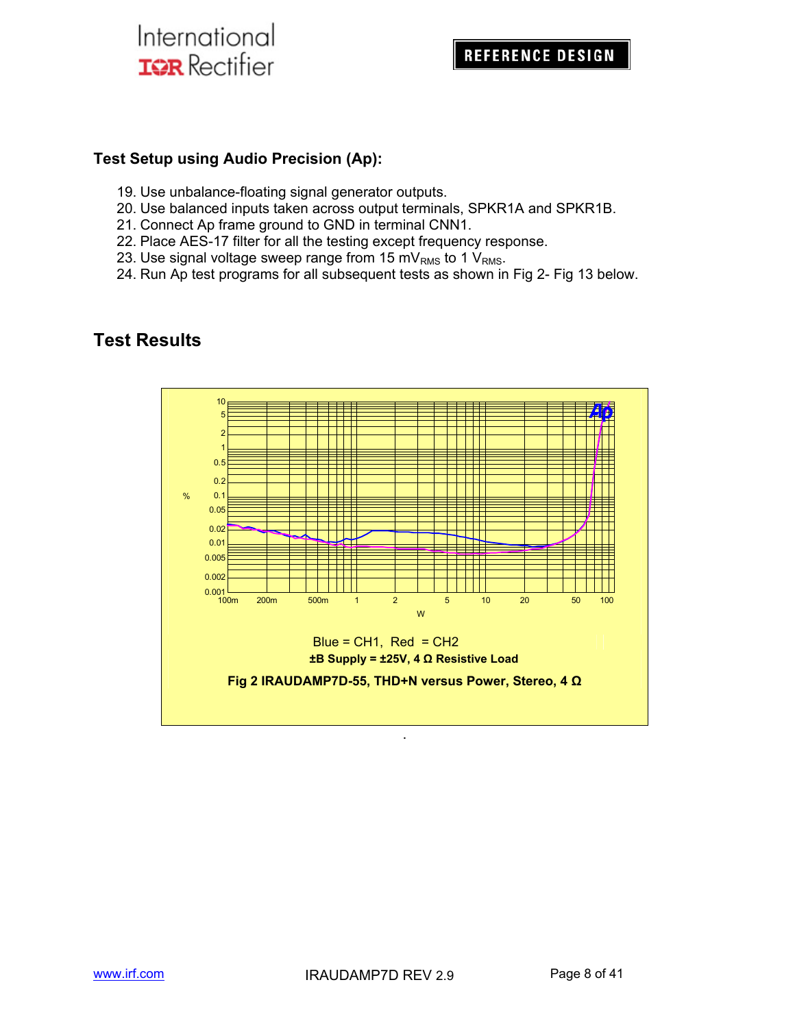### Test Setup using Audio Precision (Ap):

19. Use unbalance-floating signal generator outputs.
20. Use balanced inputs taken across output terminals, SPKR1A and SPKR1B.
21. Connect Ap frame ground to GND in terminal CNN1.
22. Place AES-17 filter for all the testing except frequency response.
23. Use signal voltage sweep range from 15 $mV_{RMS}$ to 1 $V_{RMS}$.
24. Run Ap test programs for all subsequent tests as shown in Fig 2- Fig 13 below.

## Test Results

Blue = CH1, Red = CH2

**±B Supply = ±25V, 4 Ω Resistive Load**

**Fig 2 IRAUDAMP7D-55, THD+N versus Power, Stereo, 4 Ω**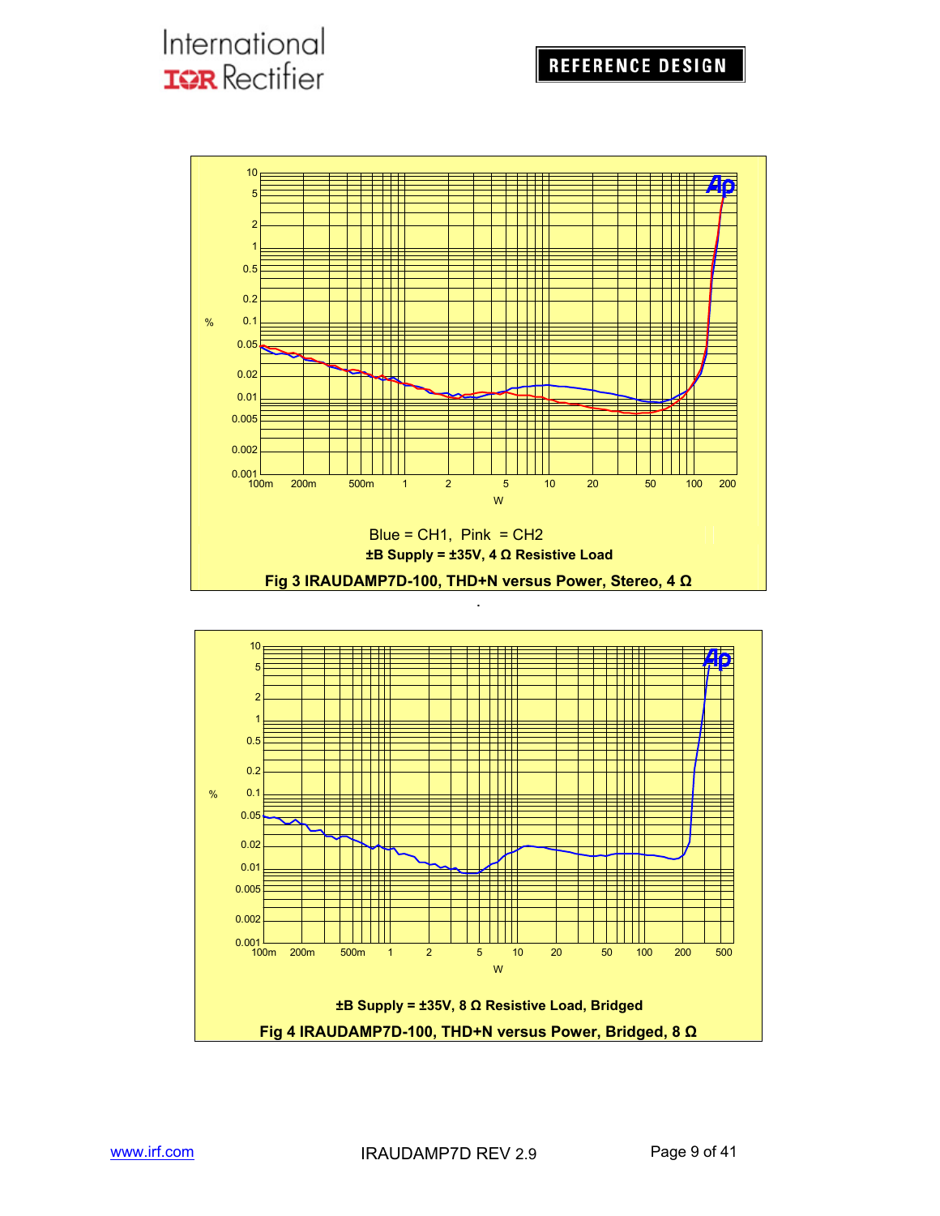Blue = CH1, Pink = CH2

**±B Supply = ±35V, 4 Ω Resistive Load**

**Fig 3 IRAUDAMP7D-100, THD+N versus Power, Stereo, 4 Ω**

**±B Supply = ±35V, 8 Ω Resistive Load, Bridged**

**Fig 4 IRAUDAMP7D-100, THD+N versus Power, Bridged, 8 Ω**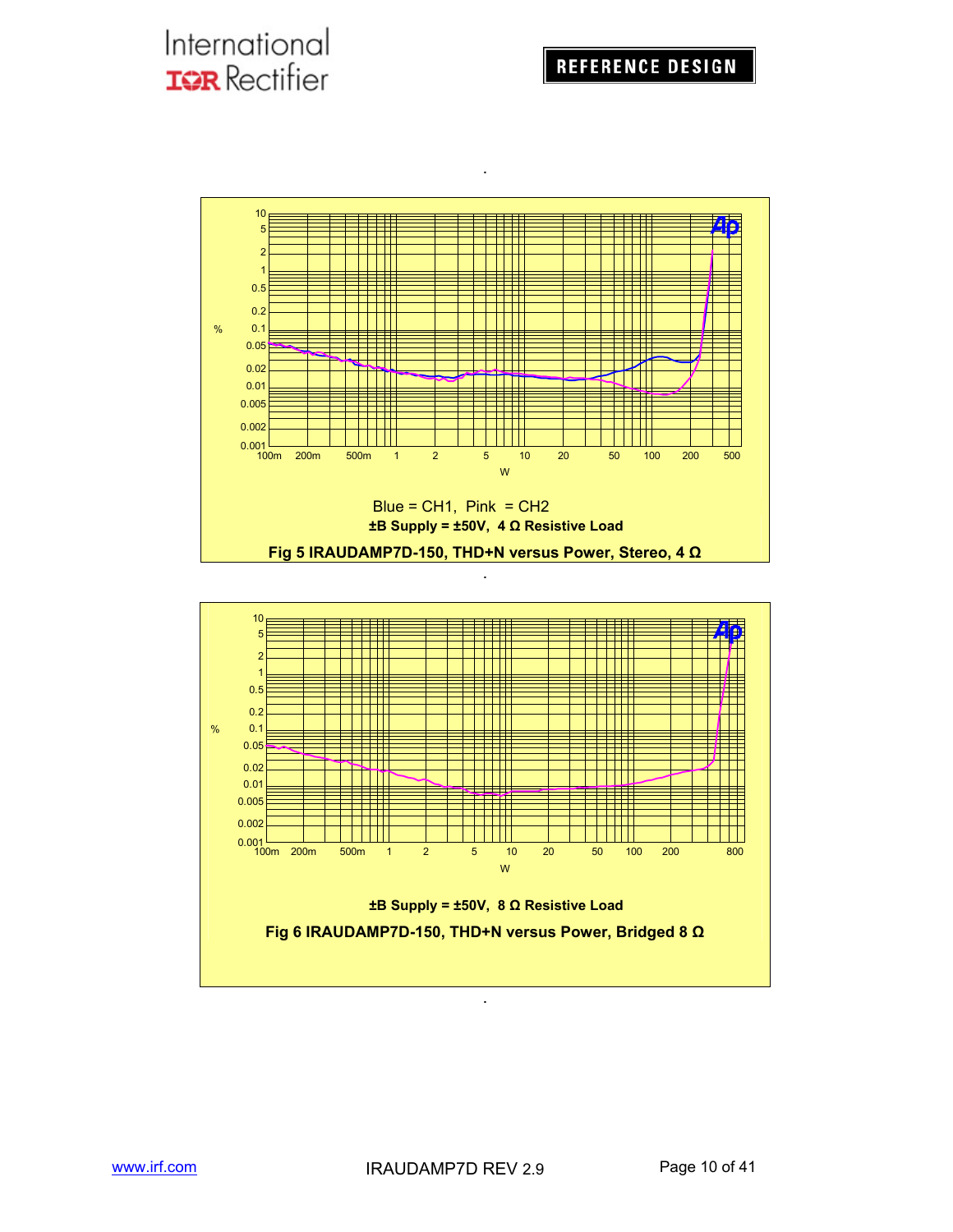Blue = CH1, Pink = CH2

**±B Supply = ±50V, 4 Ω Resistive Load**

**Fig 5 IRAUDAMP7D-150, THD+N versus Power, Stereo, 4 Ω**

**±B Supply = ±50V, 8 Ω Resistive Load**

**Fig 6 IRAUDAMP7D-150, THD+N versus Power, Bridged 8 Ω**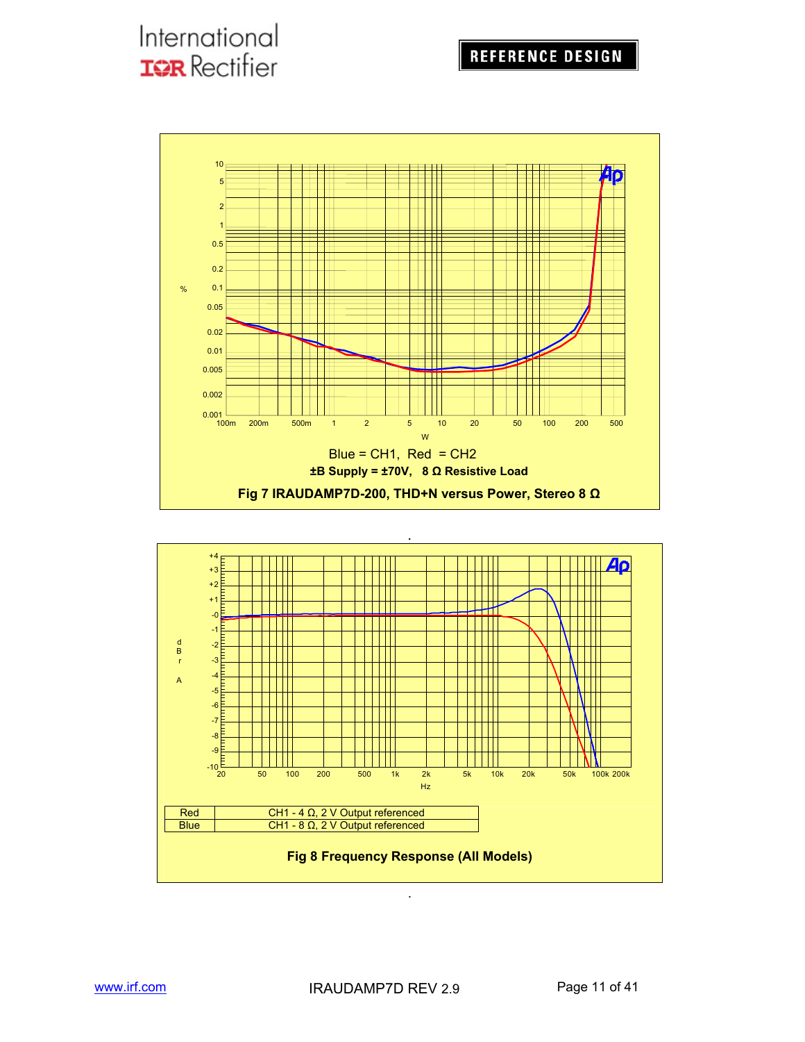Blue = CH1, Red = CH2

**±B Supply = ±70V, 8 Ω Resistive Load**

**Fig 7 IRAUDAMP7D-200, THD+N versus Power, Stereo 8 Ω**

| Red | CH1 - 4 Ω, 2 V Output referenced |
|---|---|
| Blue | CH1 - 8 Ω, 2 V Output referenced |

**Fig 8 Frequency Response (All Models)**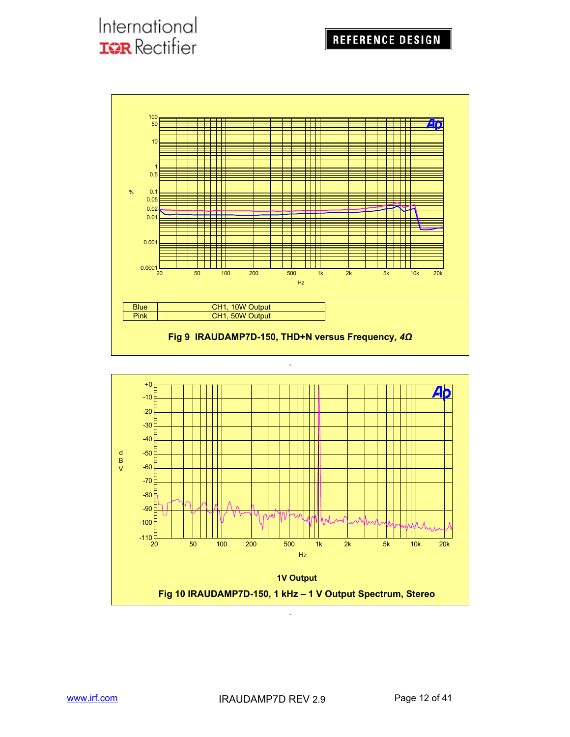| Blue | CH1, 10W Output |
| --- | --- |
| Pink | CH1, 50W Output |

**Fig 9 IRAUDAMP7D-150, THD+N versus Frequency, *4Ω***

**1V Output**

**Fig 10 IRAUDAMP7D-150, 1 kHz – 1 V Output Spectrum, Stereo**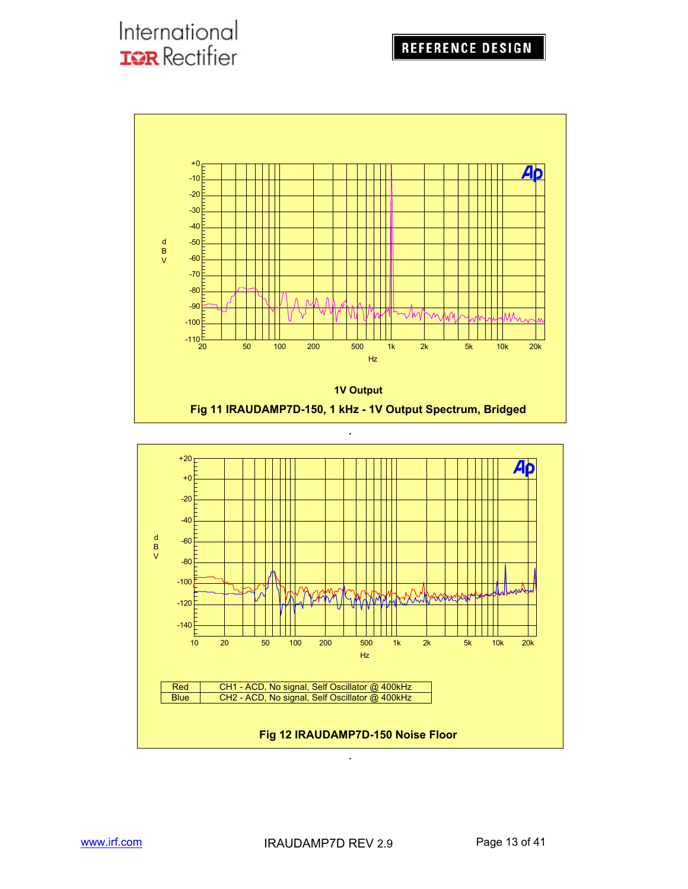1V Output

Fig 11 IRAUDAMP7D-150, 1 kHz - 1V Output Spectrum, Bridged

| Red | CH1 - ACD, No signal, Self Oscillator @ 400kHz |
| --- | --- |
| Blue | CH2 - ACD, No signal, Self Oscillator @ 400kHz |

Fig 12 IRAUDAMP7D-150 Noise Floor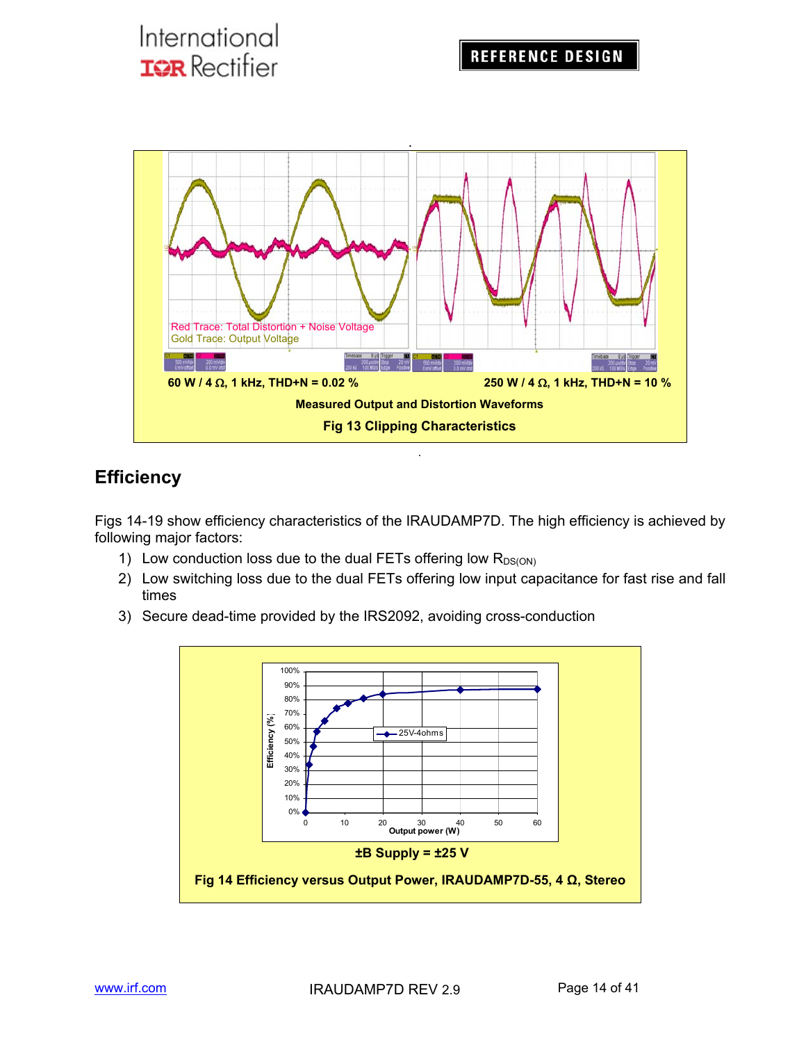Red Trace: Total Distortion + Noise Voltage
Gold Trace: Output Voltage

60 W / 4 Ω, 1 kHz, THD+N = 0.02 %

250 W / 4 Ω, 1 kHz, THD+N = 10 %

**Measured Output and Distortion Waveforms**

**Fig 13 Clipping Characteristics**

## Efficiency

Figs 14-19 show efficiency characteristics of the IRAUDAMP7D. The high efficiency is achieved by following major factors:

1) Low conduction loss due to the dual FETs offering low $R_{DS(ON)}$
2) Low switching loss due to the dual FETs offering low input capacitance for fast rise and fall times
3) Secure dead-time provided by the IRS2092, avoiding cross-conduction

**±B Supply = ±25 V**

**Fig 14 Efficiency versus Output Power, IRAUDAMP7D-55, 4 Ω, Stereo**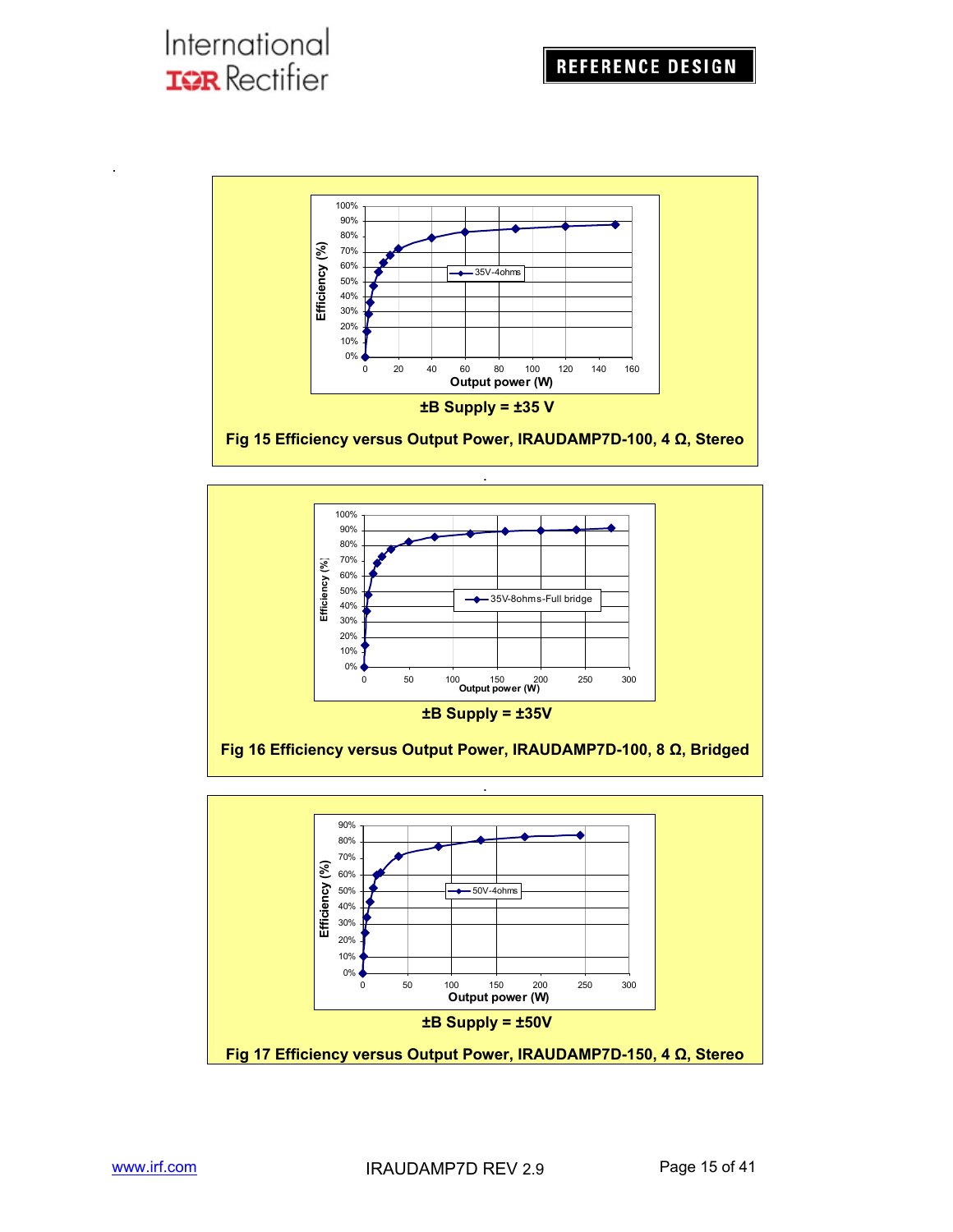±B Supply = ±35 V

**Fig 15 Efficiency versus Output Power, IRAUDAMP7D-100, 4 Ω, Stereo**

±B Supply = ±35V

**Fig 16 Efficiency versus Output Power, IRAUDAMP7D-100, 8 Ω, Bridged**

±B Supply = ±50V

**Fig 17 Efficiency versus Output Power, IRAUDAMP7D-150, 4 Ω, Stereo**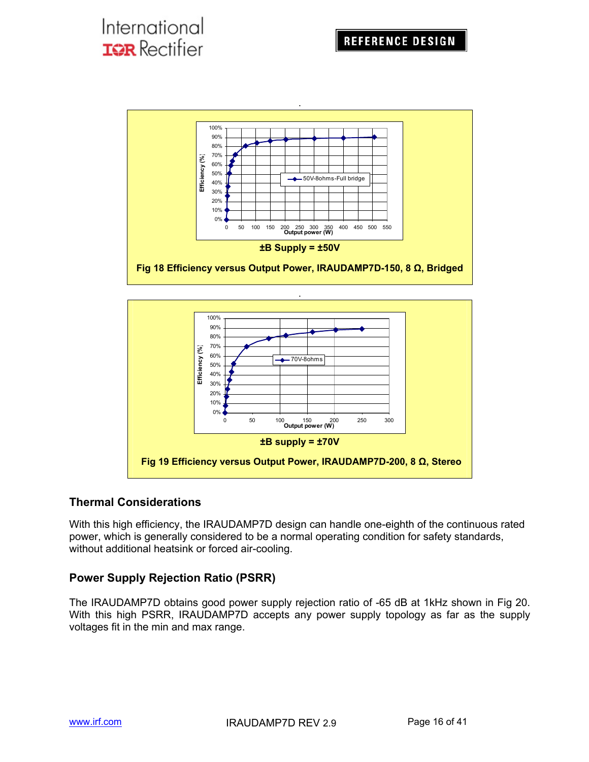±B Supply = ±50V

**Fig 18 Efficiency versus Output Power, IRAUDAMP7D-150, 8 Ω, Bridged**

±B supply = ±70V

**Fig 19 Efficiency versus Output Power, IRAUDAMP7D-200, 8 Ω, Stereo**

## Thermal Considerations

With this high efficiency, the IRAUDAMP7D design can handle one-eighth of the continuous rated power, which is generally considered to be a normal operating condition for safety standards, without additional heatsink or forced air-cooling.

## Power Supply Rejection Ratio (PSRR)

The IRAUDAMP7D obtains good power supply rejection ratio of -65 dB at 1kHz shown in Fig 20. With this high PSRR, IRAUDAMP7D accepts any power supply topology as far as the supply voltages fit in the min and max range.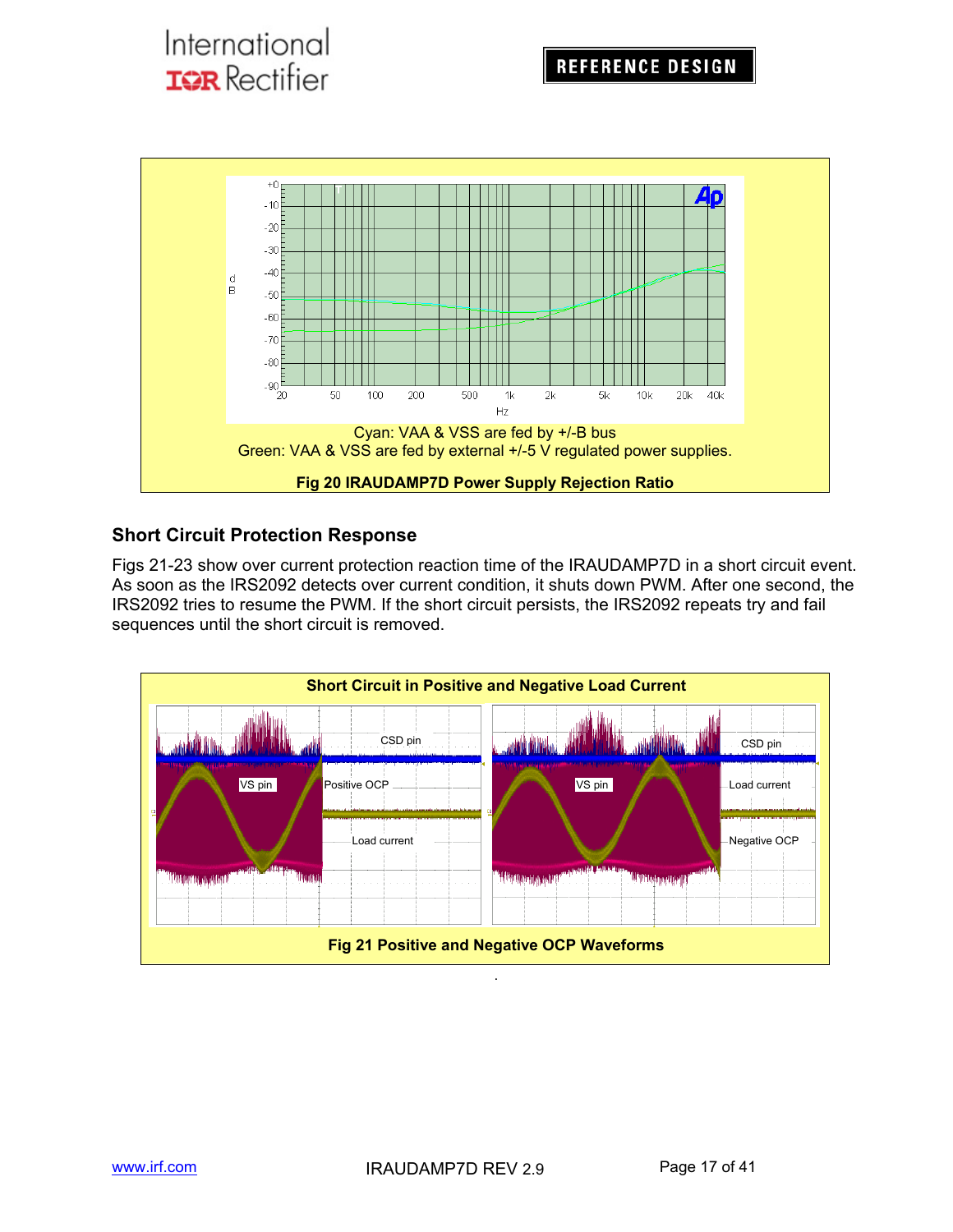Cyan: VAA & VSS are fed by +/-B bus
Green: VAA & VSS are fed by external +/-5 V regulated power supplies.

**Fig 20 IRAUDAMP7D Power Supply Rejection Ratio**

### Short Circuit Protection Response

Figs 21-23 show over current protection reaction time of the IRAUDAMP7D in a short circuit event. As soon as the IRS2092 detects over current condition, it shuts down PWM. After one second, the IRS2092 tries to resume the PWM. If the short circuit persists, the IRS2092 repeats try and fail sequences until the short circuit is removed.

**Short Circuit in Positive and Negative Load Current**

**Fig 21 Positive and Negative OCP Waveforms**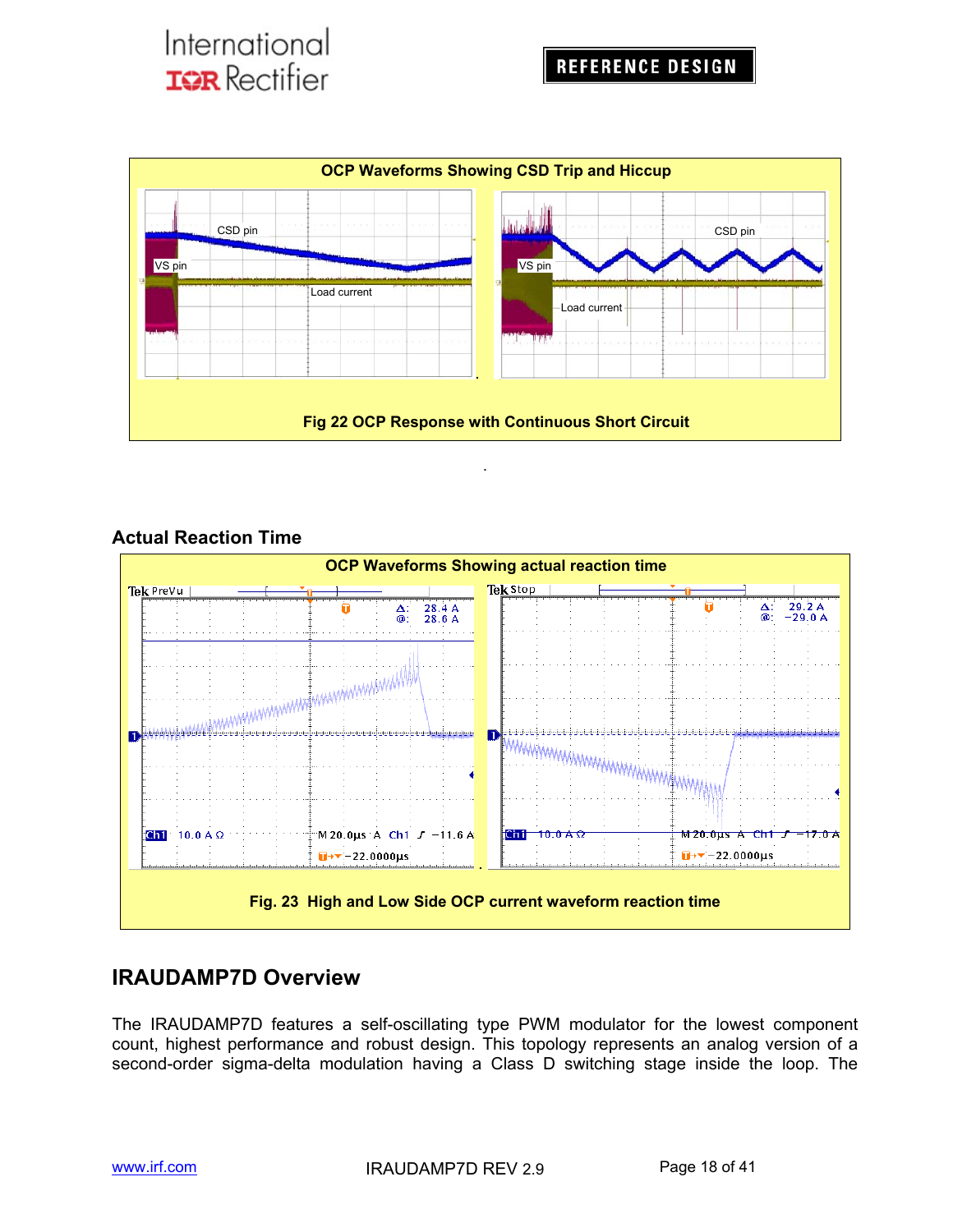**OCP Waveforms Showing CSD Trip and Hiccup**

Fig 22 OCP Response with Continuous Short Circuit

## Actual Reaction Time

**OCP Waveforms Showing actual reaction time**

Fig. 23 High and Low Side OCP current waveform reaction time

## IRAUDAMP7D Overview

The IRAUDAMP7D features a self-oscillating type PWM modulator for the lowest component count, highest performance and robust design. This topology represents an analog version of a second-order sigma-delta modulation having a Class D switching stage inside the loop. The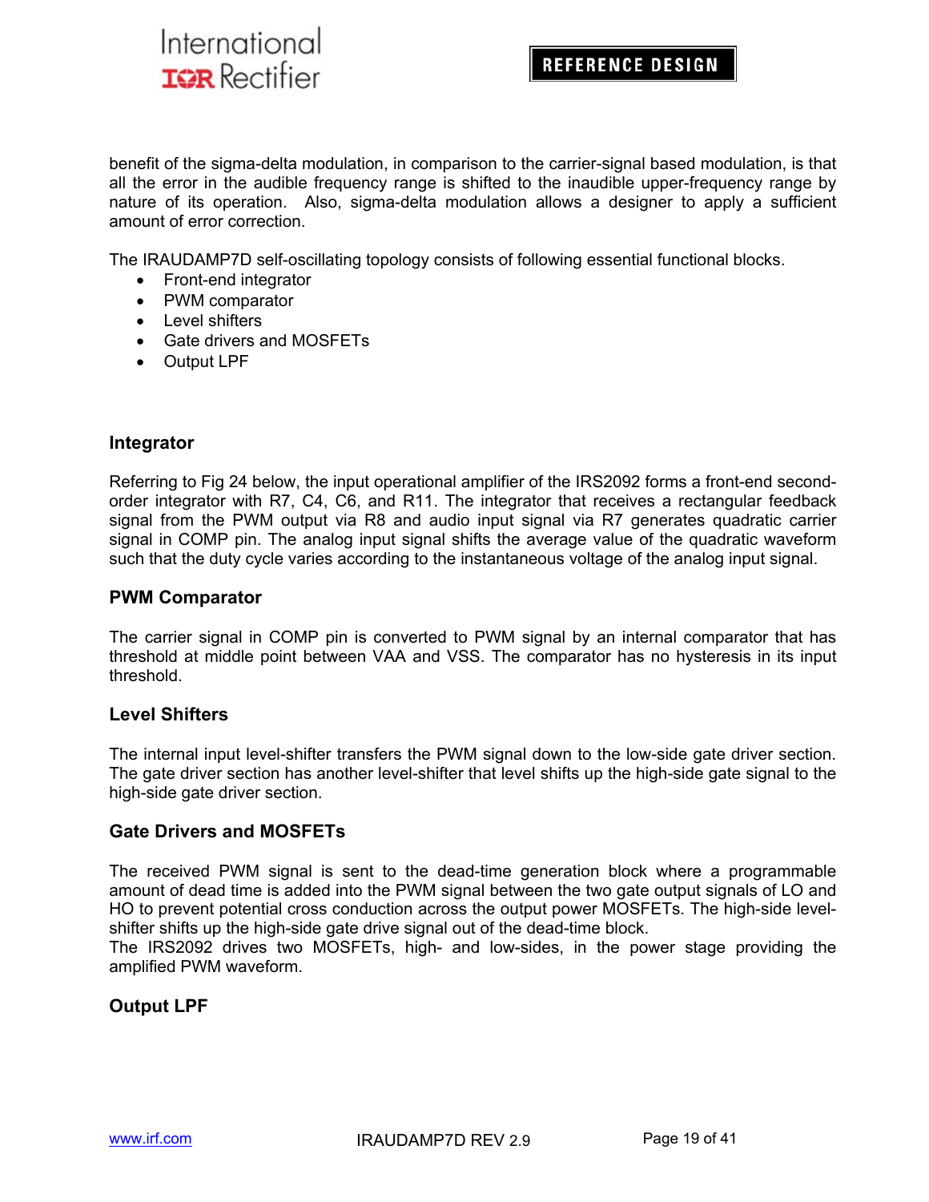benefit of the sigma-delta modulation, in comparison to the carrier-signal based modulation, is that all the error in the audible frequency range is shifted to the inaudible upper-frequency range by nature of its operation. Also, sigma-delta modulation allows a designer to apply a sufficient amount of error correction.

The IRAUDAMP7D self-oscillating topology consists of following essential functional blocks.

- Front-end integrator
- PWM comparator
- Level shifters
- Gate drivers and MOSFETs
- Output LPF

### Integrator

Referring to Fig 24 below, the input operational amplifier of the IRS2092 forms a front-end second-order integrator with R7, C4, C6, and R11. The integrator that receives a rectangular feedback signal from the PWM output via R8 and audio input signal via R7 generates quadratic carrier signal in COMP pin. The analog input signal shifts the average value of the quadratic waveform such that the duty cycle varies according to the instantaneous voltage of the analog input signal.

### PWM Comparator

The carrier signal in COMP pin is converted to PWM signal by an internal comparator that has threshold at middle point between VAA and VSS. The comparator has no hysteresis in its input threshold.

### Level Shifters

The internal input level-shifter transfers the PWM signal down to the low-side gate driver section. The gate driver section has another level-shifter that level shifts up the high-side gate signal to the high-side gate driver section.

### Gate Drivers and MOSFETs

The received PWM signal is sent to the dead-time generation block where a programmable amount of dead time is added into the PWM signal between the two gate output signals of LO and HO to prevent potential cross conduction across the output power MOSFETs. The high-side level-shifter shifts up the high-side gate drive signal out of the dead-time block.
The IRS2092 drives two MOSFETs, high- and low-sides, in the power stage providing the amplified PWM waveform.

### Output LPF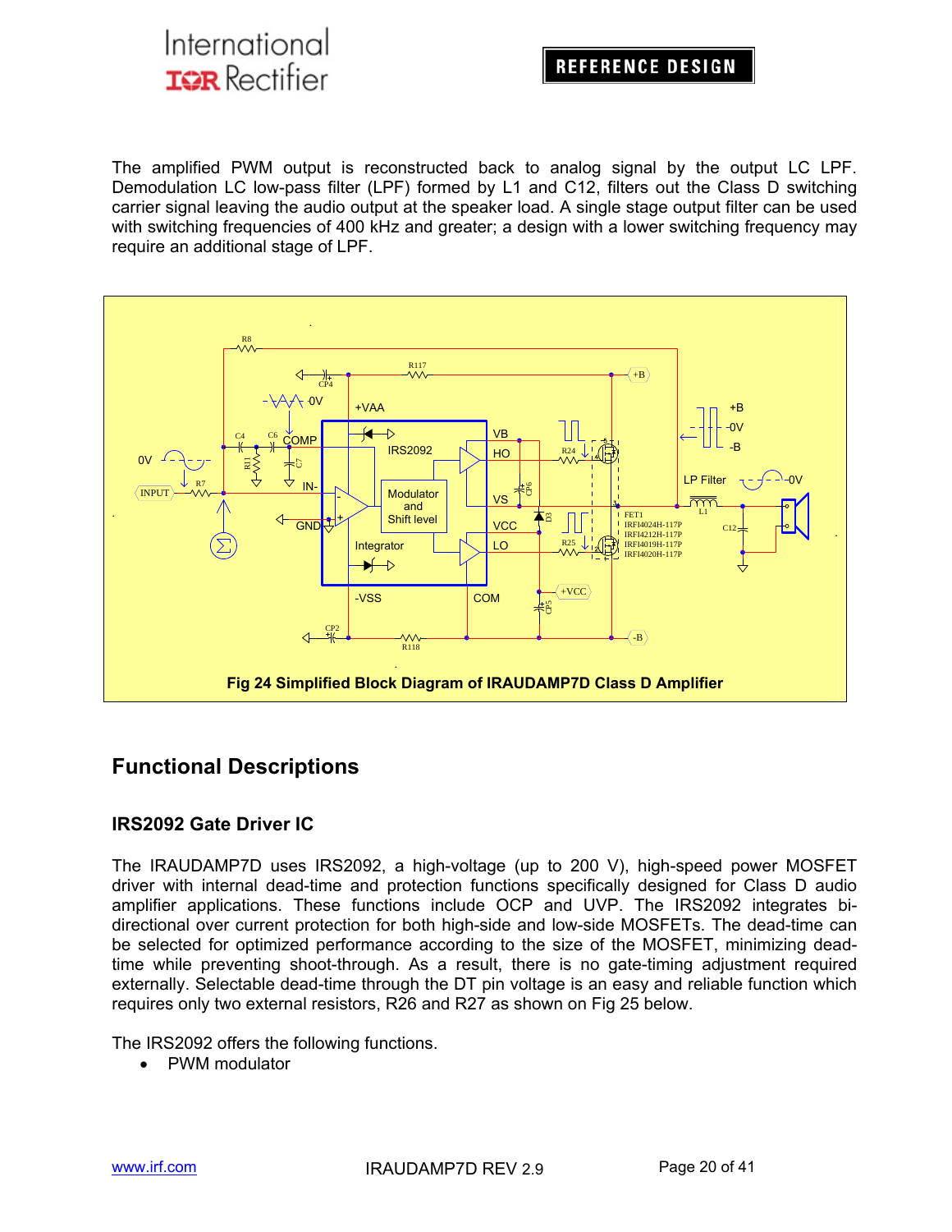The amplified PWM output is reconstructed back to analog signal by the output LC LPF. Demodulation LC low-pass filter (LPF) formed by L1 and C12, filters out the Class D switching carrier signal leaving the audio output at the speaker load. A single stage output filter can be used with switching frequencies of 400 kHz and greater; a design with a lower switching frequency may require an additional stage of LPF.

Fig 24 Simplified Block Diagram of IRAUDAMP7D Class D Amplifier

## Functional Descriptions

### IRS2092 Gate Driver IC

The IRAUDAMP7D uses IRS2092, a high-voltage (up to 200 V), high-speed power MOSFET driver with internal dead-time and protection functions specifically designed for Class D audio amplifier applications. These functions include OCP and UVP. The IRS2092 integrates bi-directional over current protection for both high-side and low-side MOSFETs. The dead-time can be selected for optimized performance according to the size of the MOSFET, minimizing dead-time while preventing shoot-through. As a result, there is no gate-timing adjustment required externally. Selectable dead-time through the DT pin voltage is an easy and reliable function which requires only two external resistors, R26 and R27 as shown on Fig 25 below.

The IRS2092 offers the following functions.

- PWM modulator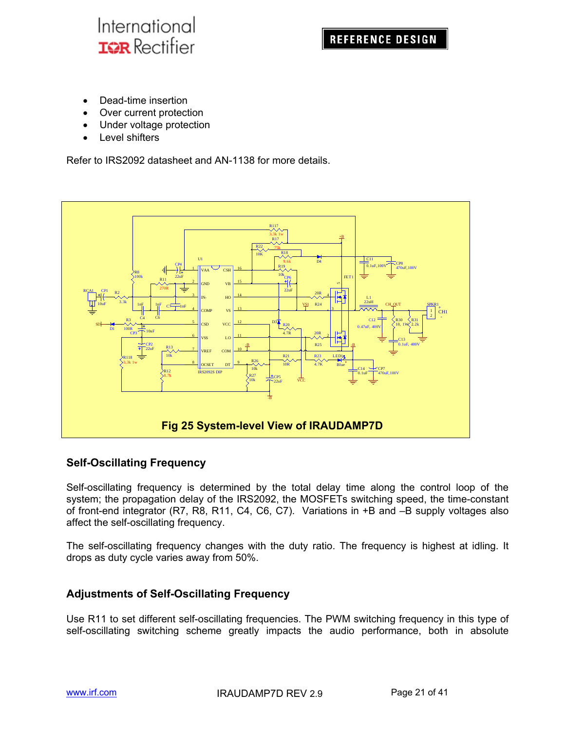- Dead-time insertion
- Over current protection
- Under voltage protection
- Level shifters

Refer to IRS2092 datasheet and AN-1138 for more details.

**Fig 25 System-level View of IRAUDAMP7D**

## Self-Oscillating Frequency

Self-oscillating frequency is determined by the total delay time along the control loop of the system; the propagation delay of the IRS2092, the MOSFETs switching speed, the time-constant of front-end integrator (R7, R8, R11, C4, C6, C7). Variations in +B and –B supply voltages also affect the self-oscillating frequency.

The self-oscillating frequency changes with the duty ratio. The frequency is highest at idling. It drops as duty cycle varies away from 50%.

## Adjustments of Self-Oscillating Frequency

Use R11 to set different self-oscillating frequencies. The PWM switching frequency in this type of self-oscillating switching scheme greatly impacts the audio performance, both in absolute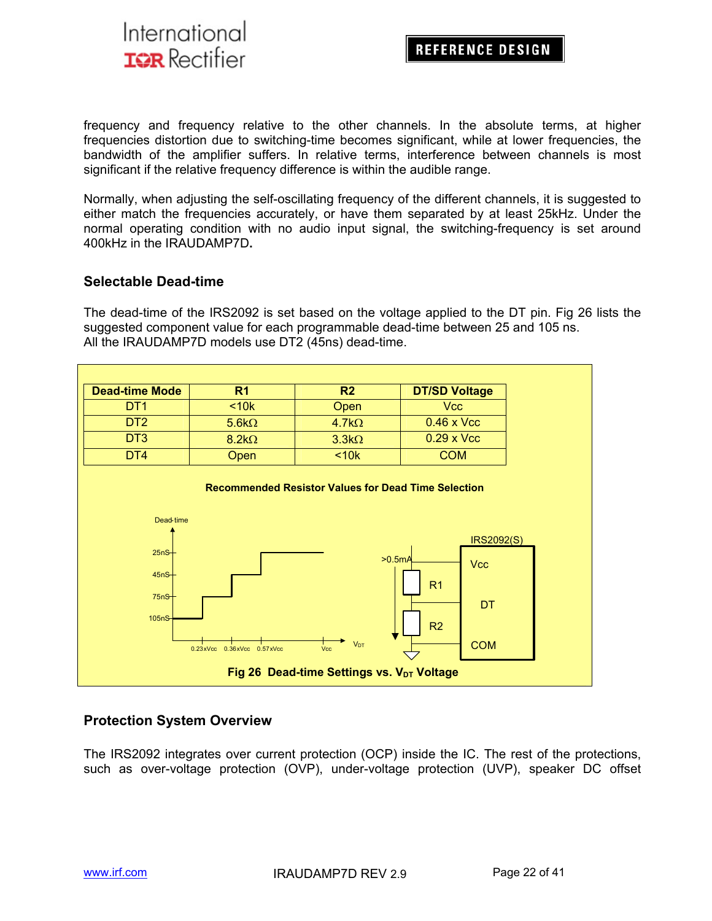frequency and frequency relative to the other channels. In the absolute terms, at higher frequencies distortion due to switching-time becomes significant, while at lower frequencies, the bandwidth of the amplifier suffers. In relative terms, interference between channels is most significant if the relative frequency difference is within the audible range.

Normally, when adjusting the self-oscillating frequency of the different channels, it is suggested to either match the frequencies accurately, or have them separated by at least 25kHz. Under the normal operating condition with no audio input signal, the switching-frequency is set around 400kHz in the IRAUDAMP7D.

## Selectable Dead-time

The dead-time of the IRS2092 is set based on the voltage applied to the DT pin. Fig 26 lists the suggested component value for each programmable dead-time between 25 and 105 ns.
All the IRAUDAMP7D models use DT2 (45ns) dead-time.

| Dead-time Mode | R1 | R2 | DT/SD Voltage |
|---|---|---|---|
| DT1 | <10k | Open | Vcc |
| DT2 | 5.6kΩ | 4.7kΩ | 0.46 x Vcc |
| DT3 | 8.2kΩ | 3.3kΩ | 0.29 x Vcc |
| DT4 | Open | <10k | COM |

**Recommended Resistor Values for Dead Time Selection**

**Fig 26 Dead-time Settings vs. $V_{DT}$ Voltage**

## Protection System Overview

The IRS2092 integrates over current protection (OCP) inside the IC. The rest of the protections, such as over-voltage protection (OVP), under-voltage protection (UVP), speaker DC offset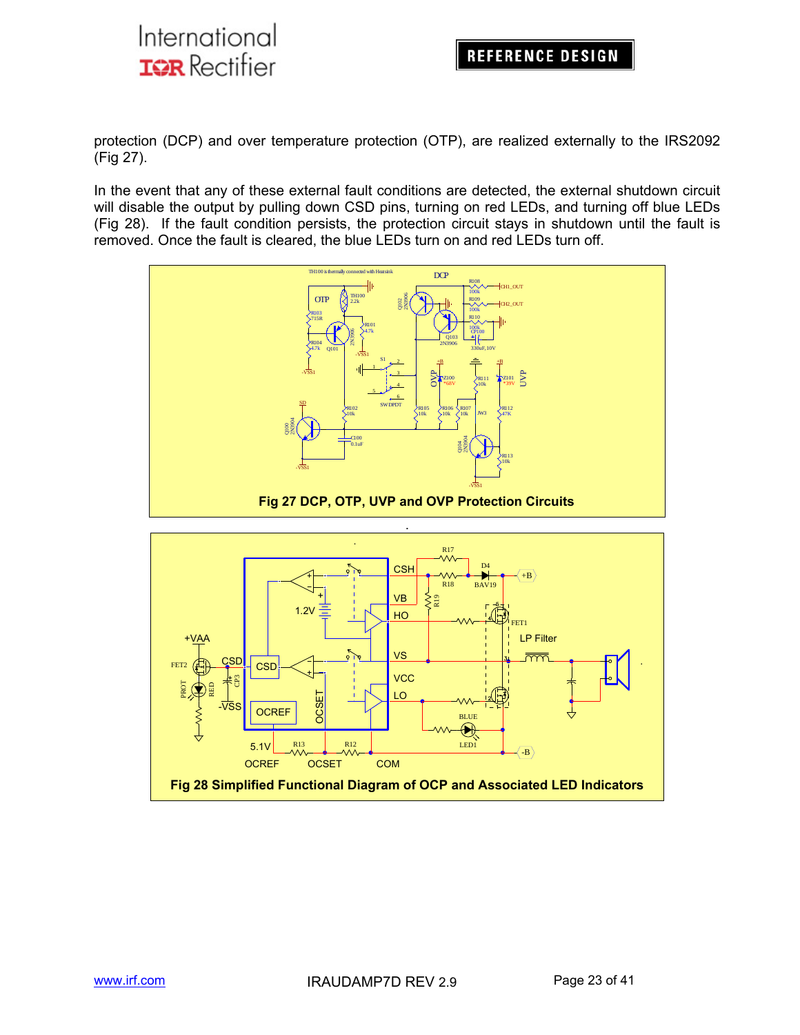protection (DCP) and over temperature protection (OTP), are realized externally to the IRS2092 (Fig 27).

In the event that any of these external fault conditions are detected, the external shutdown circuit will disable the output by pulling down CSD pins, turning on red LEDs, and turning off blue LEDs (Fig 28). If the fault condition persists, the protection circuit stays in shutdown until the fault is removed. Once the fault is cleared, the blue LEDs turn on and red LEDs turn off.

**Fig 27 DCP, OTP, UVP and OVP Protection Circuits**

**Fig 28 Simplified Functional Diagram of OCP and Associated LED Indicators**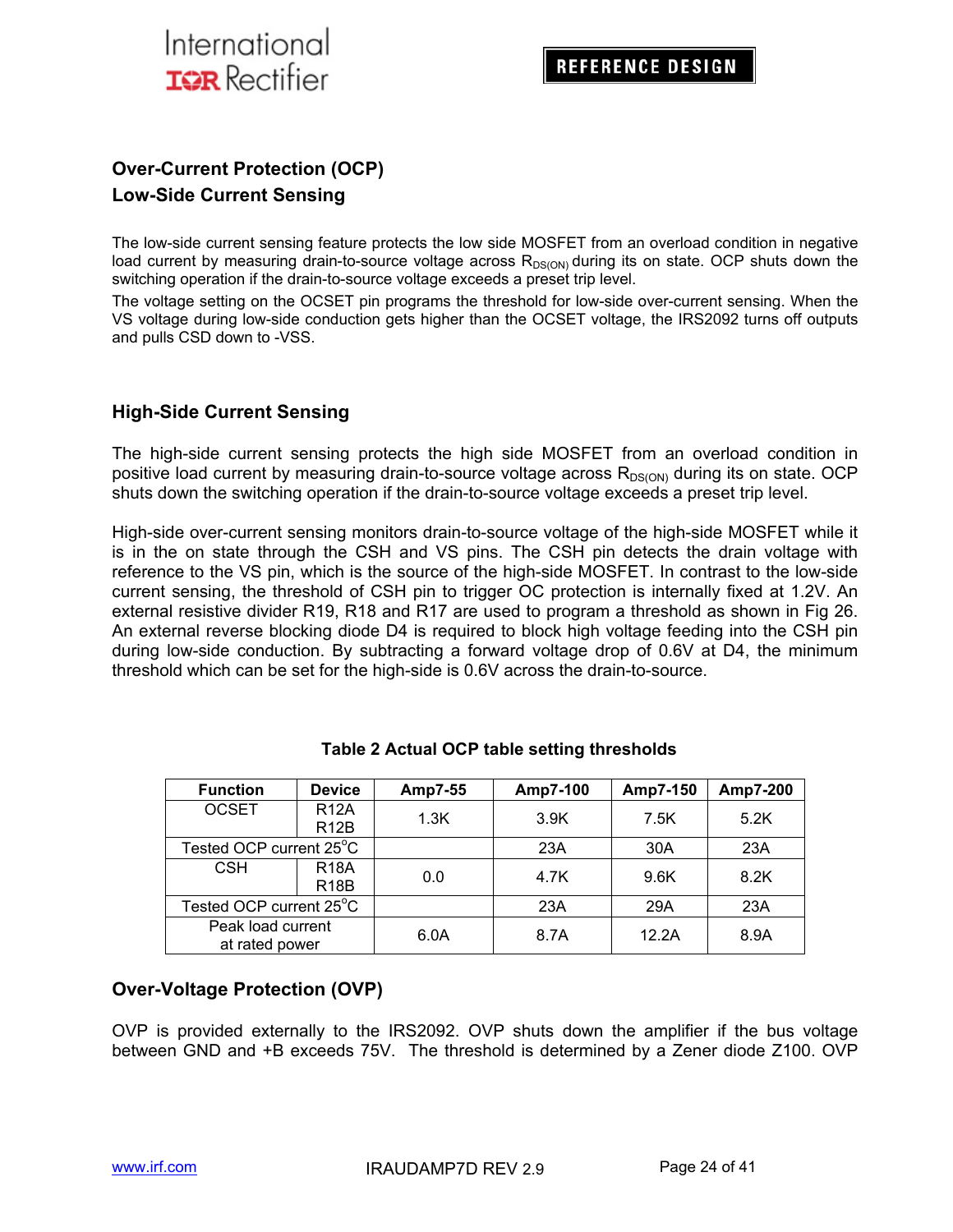## Over-Current Protection (OCP)

### Low-Side Current Sensing

The low-side current sensing feature protects the low side MOSFET from an overload condition in negative load current by measuring drain-to-source voltage across $R_{DS(ON)}$ during its on state. OCP shuts down the switching operation if the drain-to-source voltage exceeds a preset trip level.

The voltage setting on the OCSET pin programs the threshold for low-side over-current sensing. When the VS voltage during low-side conduction gets higher than the OCSET voltage, the IRS2092 turns off outputs and pulls CSD down to -VSS.

### High-Side Current Sensing

The high-side current sensing protects the high side MOSFET from an overload condition in positive load current by measuring drain-to-source voltage across $R_{DS(ON)}$ during its on state. OCP shuts down the switching operation if the drain-to-source voltage exceeds a preset trip level.

High-side over-current sensing monitors drain-to-source voltage of the high-side MOSFET while it is in the on state through the CSH and VS pins. The CSH pin detects the drain voltage with reference to the VS pin, which is the source of the high-side MOSFET. In contrast to the low-side current sensing, the threshold of CSH pin to trigger OC protection is internally fixed at 1.2V. An external resistive divider R19, R18 and R17 are used to program a threshold as shown in Fig 26. An external reverse blocking diode D4 is required to block high voltage feeding into the CSH pin during low-side conduction. By subtracting a forward voltage drop of 0.6V at D4, the minimum threshold which can be set for the high-side is 0.6V across the drain-to-source.

**Table 2 Actual OCP table setting thresholds**

| Function | Device | Amp7-55 | Amp7-100 | Amp7-150 | Amp7-200 |
|---|---|---|---|---|---|
| OCSET | R12A R12B | 1.3K | 3.9K | 7.5K | 5.2K |
| Tested OCP current 25°C | | | 23A | 30A | 23A |
| CSH | R18A R18B | 0.0 | 4.7K | 9.6K | 8.2K |
| Tested OCP current 25°C | | | 23A | 29A | 23A |
| Peak load current at rated power | | 6.0A | 8.7A | 12.2A | 8.9A |

## Over-Voltage Protection (OVP)

OVP is provided externally to the IRS2092. OVP shuts down the amplifier if the bus voltage between GND and +B exceeds 75V. The threshold is determined by a Zener diode Z100. OVP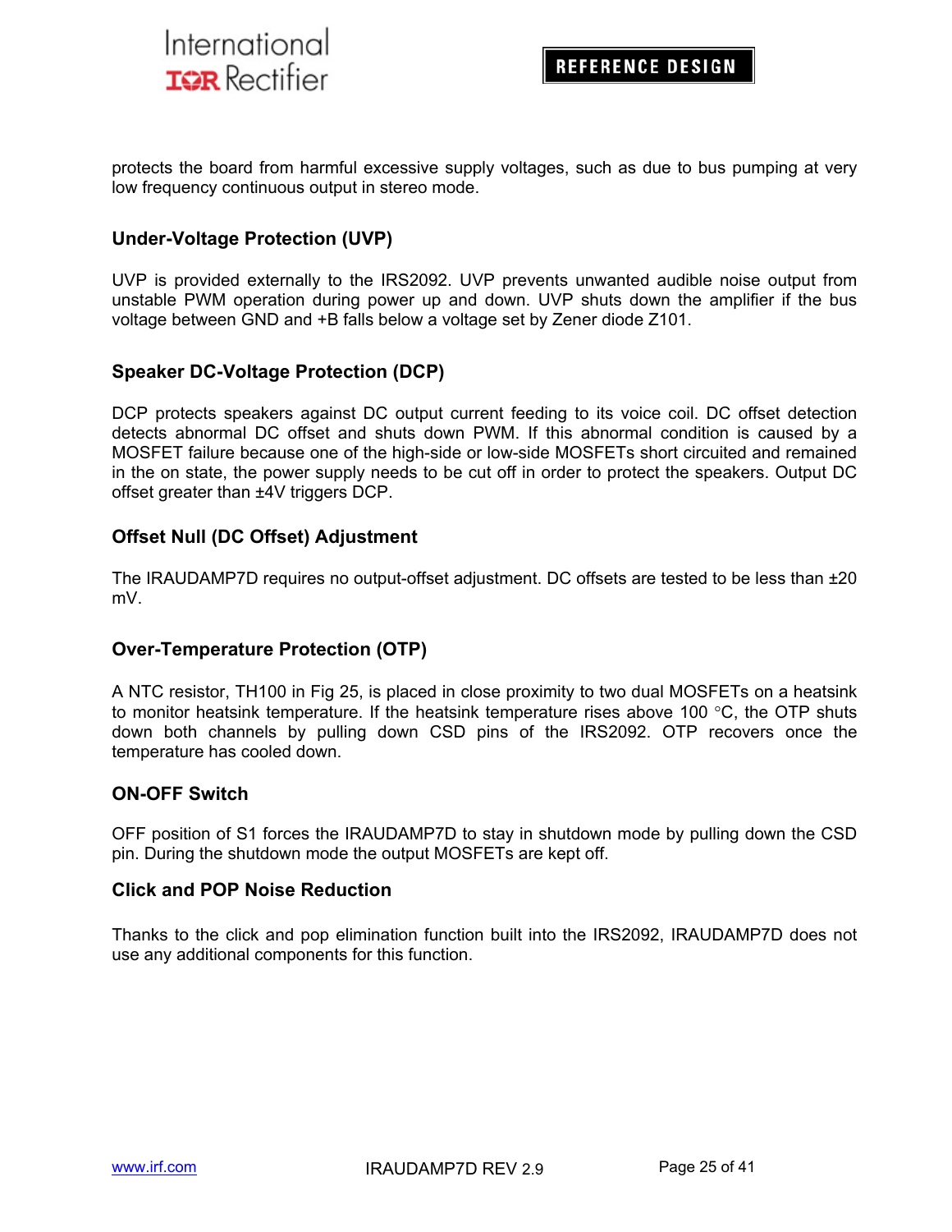protects the board from harmful excessive supply voltages, such as due to bus pumping at very low frequency continuous output in stereo mode.

### Under-Voltage Protection (UVP)

UVP is provided externally to the IRS2092. UVP prevents unwanted audible noise output from unstable PWM operation during power up and down. UVP shuts down the amplifier if the bus voltage between GND and +B falls below a voltage set by Zener diode Z101.

### Speaker DC-Voltage Protection (DCP)

DCP protects speakers against DC output current feeding to its voice coil. DC offset detection detects abnormal DC offset and shuts down PWM. If this abnormal condition is caused by a MOSFET failure because one of the high-side or low-side MOSFETs short circuited and remained in the on state, the power supply needs to be cut off in order to protect the speakers. Output DC offset greater than ±4V triggers DCP.

### Offset Null (DC Offset) Adjustment

The IRAUDAMP7D requires no output-offset adjustment. DC offsets are tested to be less than ±20 mV.

### Over-Temperature Protection (OTP)

A NTC resistor, TH100 in Fig 25, is placed in close proximity to two dual MOSFETs on a heatsink to monitor heatsink temperature. If the heatsink temperature rises above 100 °C, the OTP shuts down both channels by pulling down CSD pins of the IRS2092. OTP recovers once the temperature has cooled down.

### ON-OFF Switch

OFF position of S1 forces the IRAUDAMP7D to stay in shutdown mode by pulling down the CSD pin. During the shutdown mode the output MOSFETs are kept off.

### Click and POP Noise Reduction

Thanks to the click and pop elimination function built into the IRS2092, IRAUDAMP7D does not use any additional components for this function.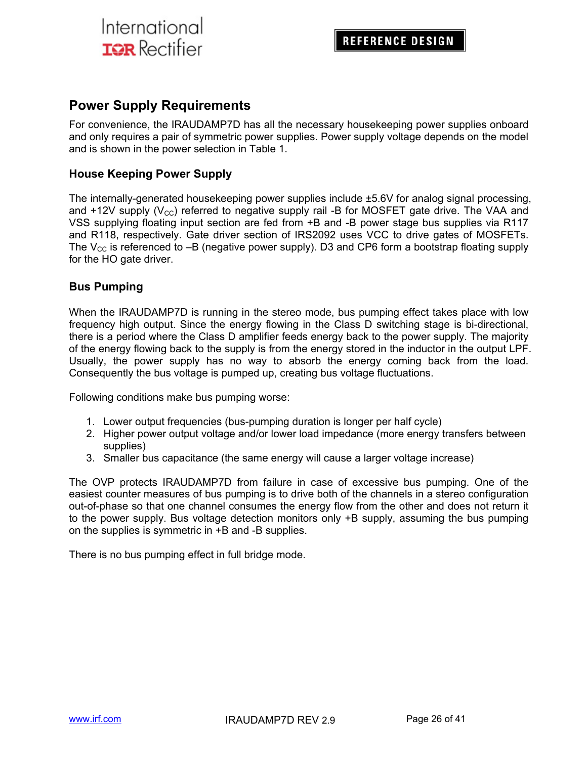## Power Supply Requirements

For convenience, the IRAUDAMP7D has all the necessary housekeeping power supplies onboard and only requires a pair of symmetric power supplies. Power supply voltage depends on the model and is shown in the power selection in Table 1.

### House Keeping Power Supply

The internally-generated housekeeping power supplies include ±5.6V for analog signal processing, and +12V supply ($V_{CC}$) referred to negative supply rail -B for MOSFET gate drive. The VAA and VSS supplying floating input section are fed from +B and -B power stage bus supplies via R117 and R118, respectively. Gate driver section of IRS2092 uses VCC to drive gates of MOSFETs. The $V_{CC}$ is referenced to –B (negative power supply). D3 and CP6 form a bootstrap floating supply for the HO gate driver.

### Bus Pumping

When the IRAUDAMP7D is running in the stereo mode, bus pumping effect takes place with low frequency high output. Since the energy flowing in the Class D switching stage is bi-directional, there is a period where the Class D amplifier feeds energy back to the power supply. The majority of the energy flowing back to the supply is from the energy stored in the inductor in the output LPF. Usually, the power supply has no way to absorb the energy coming back from the load. Consequently the bus voltage is pumped up, creating bus voltage fluctuations.

Following conditions make bus pumping worse:

1. Lower output frequencies (bus-pumping duration is longer per half cycle)
2. Higher power output voltage and/or lower load impedance (more energy transfers between supplies)
3. Smaller bus capacitance (the same energy will cause a larger voltage increase)

The OVP protects IRAUDAMP7D from failure in case of excessive bus pumping. One of the easiest counter measures of bus pumping is to drive both of the channels in a stereo configuration out-of-phase so that one channel consumes the energy flow from the other and does not return it to the power supply. Bus voltage detection monitors only +B supply, assuming the bus pumping on the supplies is symmetric in +B and -B supplies.

There is no bus pumping effect in full bridge mode.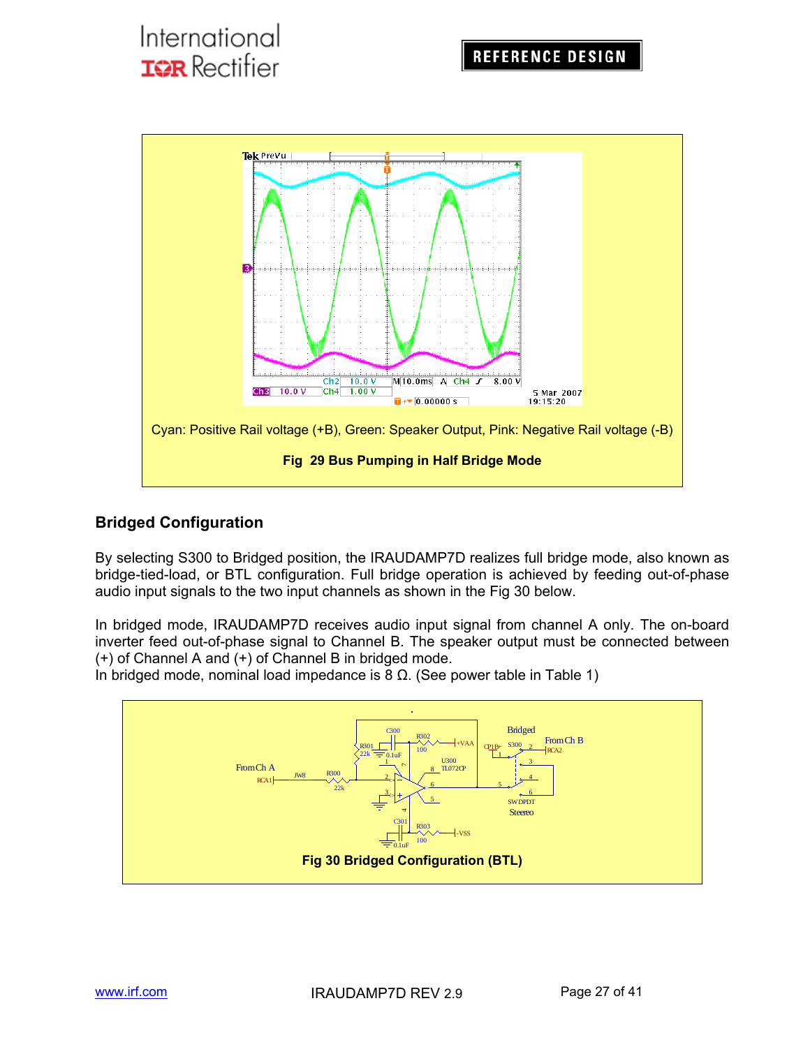Cyan: Positive Rail voltage (+B), Green: Speaker Output, Pink: Negative Rail voltage (-B)

**Fig 29 Bus Pumping in Half Bridge Mode**

## Bridged Configuration

By selecting S300 to Bridged position, the IRAUDAMP7D realizes full bridge mode, also known as bridge-tied-load, or BTL configuration. Full bridge operation is achieved by feeding out-of-phase audio input signals to the two input channels as shown in the Fig 30 below.

In bridged mode, IRAUDAMP7D receives audio input signal from channel A only. The on-board inverter feed out-of-phase signal to Channel B. The speaker output must be connected between (+) of Channel A and (+) of Channel B in bridged mode.
In bridged mode, nominal load impedance is 8 Ω. (See power table in Table 1)

**Fig 30 Bridged Configuration (BTL)**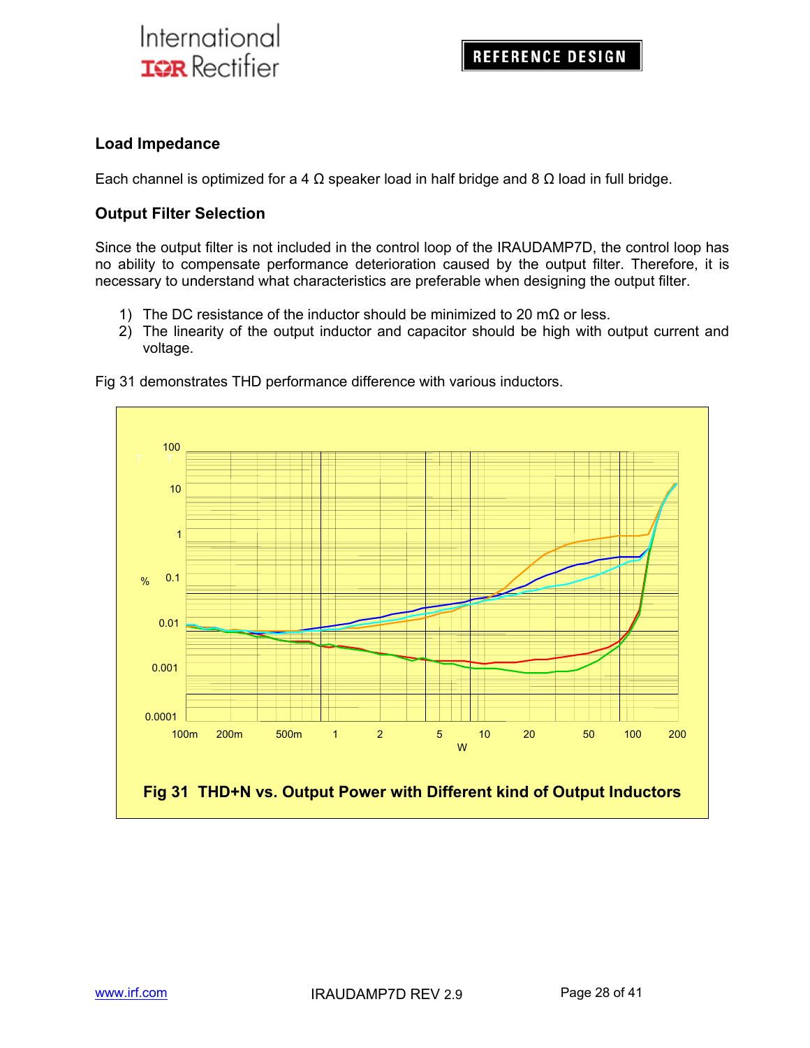## Load Impedance

Each channel is optimized for a 4 Ω speaker load in half bridge and 8 Ω load in full bridge.

## Output Filter Selection

Since the output filter is not included in the control loop of the IRAUDAMP7D, the control loop has no ability to compensate performance deterioration caused by the output filter. Therefore, it is necessary to understand what characteristics are preferable when designing the output filter.

1) The DC resistance of the inductor should be minimized to 20 mΩ or less.
2) The linearity of the output inductor and capacitor should be high with output current and voltage.

Fig 31 demonstrates THD performance difference with various inductors.

**Fig 31 THD+N vs. Output Power with Different kind of Output Inductors**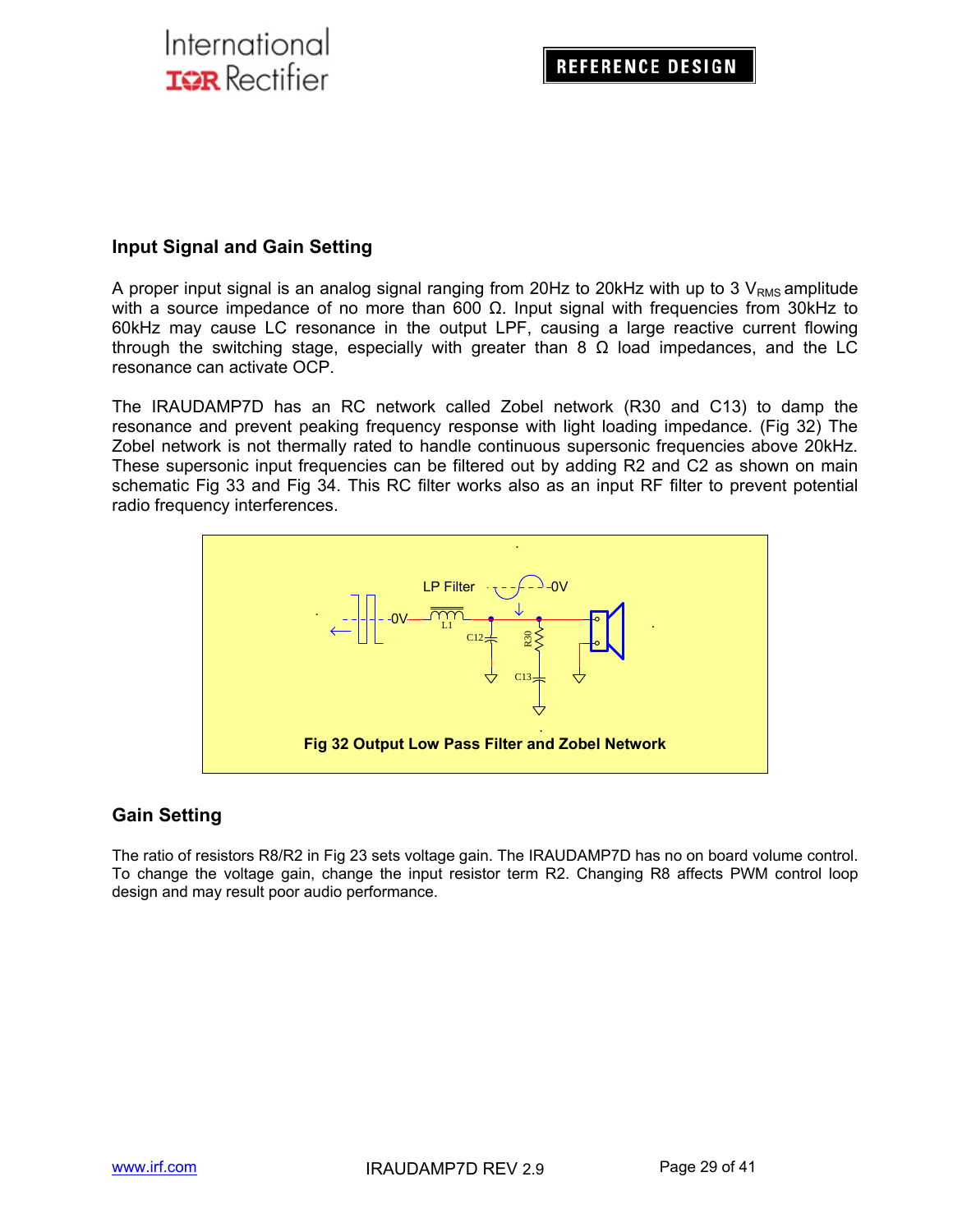## Input Signal and Gain Setting

A proper input signal is an analog signal ranging from 20Hz to 20kHz with up to 3 $V_{RMS}$ amplitude with a source impedance of no more than 600 Ω. Input signal with frequencies from 30kHz to 60kHz may cause LC resonance in the output LPF, causing a large reactive current flowing through the switching stage, especially with greater than 8 Ω load impedances, and the LC resonance can activate OCP.

The IRAUDAMP7D has an RC network called Zobel network (R30 and C13) to damp the resonance and prevent peaking frequency response with light loading impedance. (Fig 32) The Zobel network is not thermally rated to handle continuous supersonic frequencies above 20kHz. These supersonic input frequencies can be filtered out by adding R2 and C2 as shown on main schematic Fig 33 and Fig 34. This RC filter works also as an input RF filter to prevent potential radio frequency interferences.

**Fig 32 Output Low Pass Filter and Zobel Network**

## Gain Setting

The ratio of resistors R8/R2 in Fig 23 sets voltage gain. The IRAUDAMP7D has no on board volume control. To change the voltage gain, change the input resistor term R2. Changing R8 affects PWM control loop design and may result poor audio performance.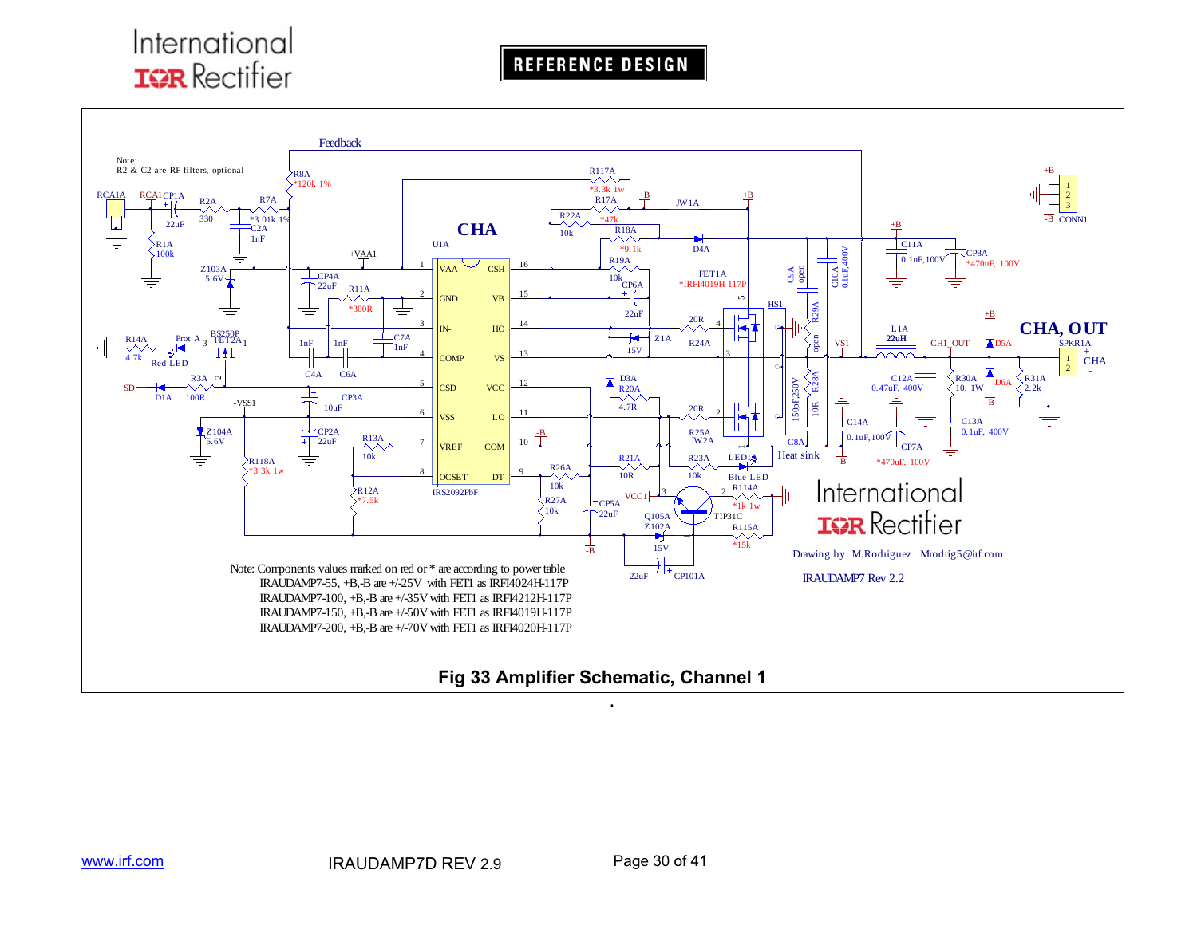Note: Components values marked on red or * are according to power table
IRAUDAMP7-55, +B,-B are +/-25V with FET1 as IRFI4024H-117P
IRAUDAMP7-100, +B,-B are +/-35V with FET1 as IRFI4212H-117P
IRAUDAMP7-150, +B,-B are +/-50V with FET1 as IRFI4019H-117P
IRAUDAMP7-200, +B,-B are +/-70V with FET1 as IRFI4020H-117P

Drawing by: M.Rodriguez Mrodrig5@irf.com

IRAUDAMP7 Rev 2.2

**Fig 33 Amplifier Schematic, Channel 1**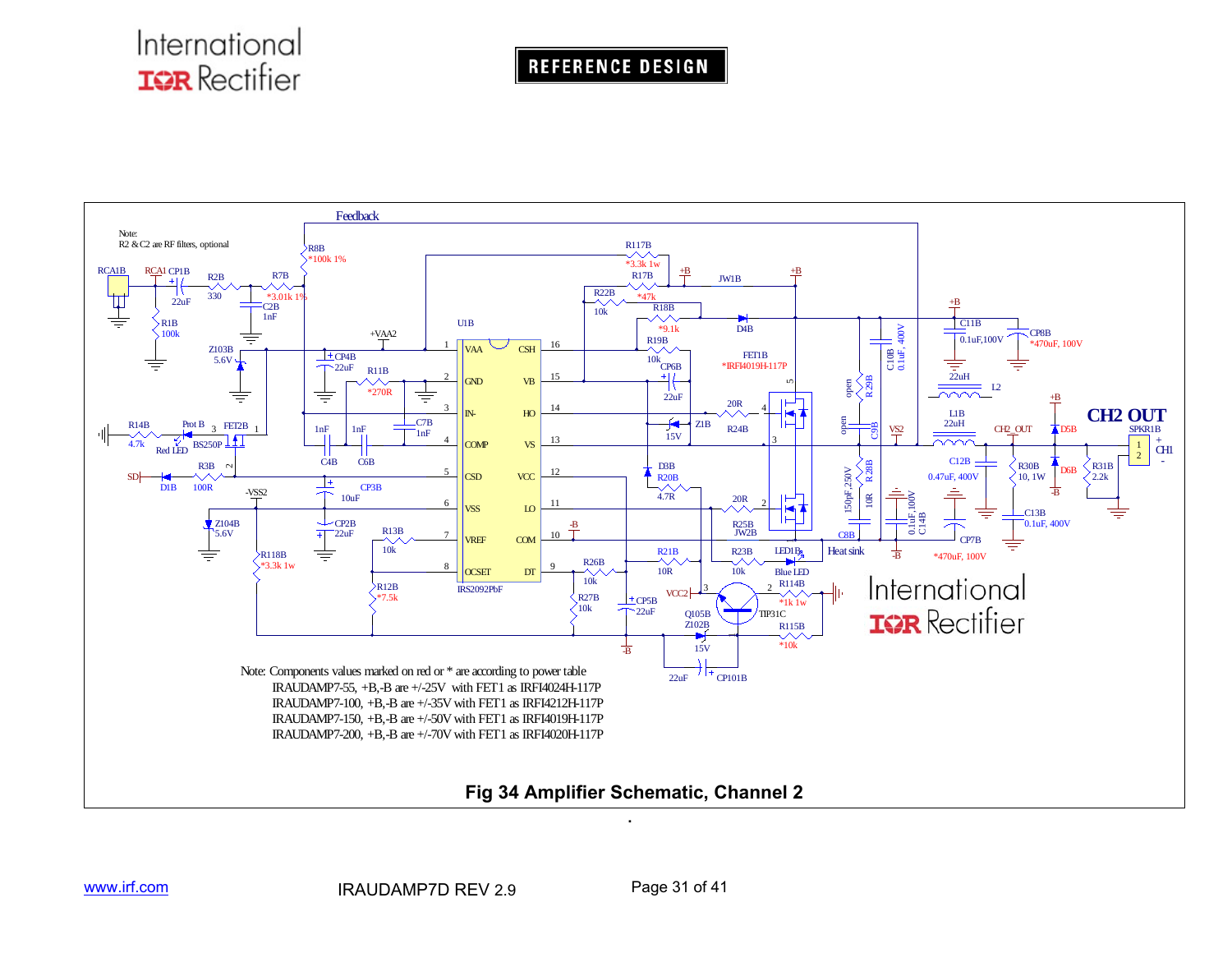Note: Components values marked on red or * are according to power table
IRAUDAMP7-55, +B,-B are +/-25V with FET1 as IRFI4024H-117P
IRAUDAMP7-100, +B,-B are +/-35V with FET1 as IRFI4212H-117P
IRAUDAMP7-150, +B,-B are +/-50V with FET1 as IRFI4019H-117P
IRAUDAMP7-200, +B,-B are +/-70V with FET1 as IRFI4020H-117P

**Fig 34 Amplifier Schematic, Channel 2**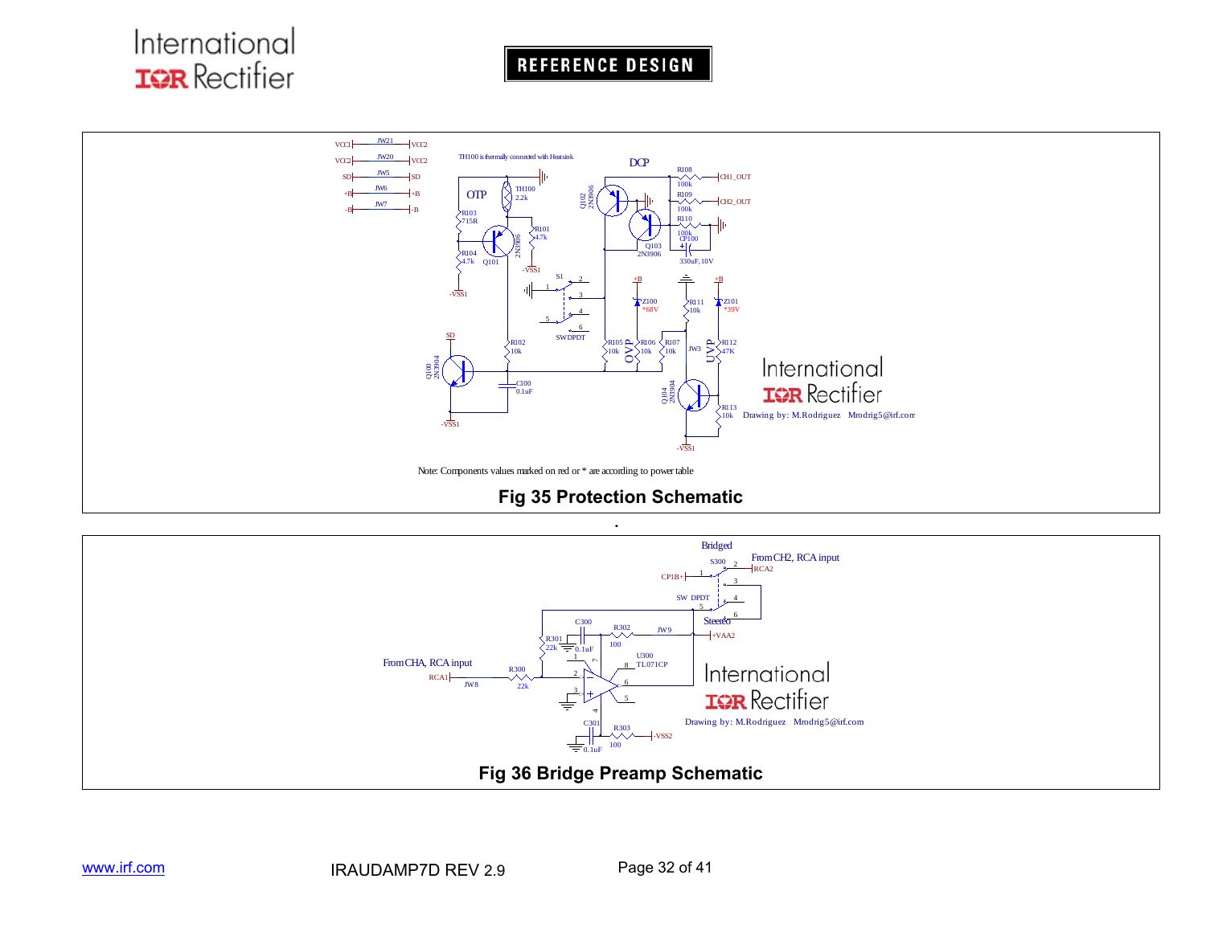Note: Components values marked on red or * are according to power table

**Fig 35 Protection Schematic**

**Fig 36 Bridge Preamp Schematic**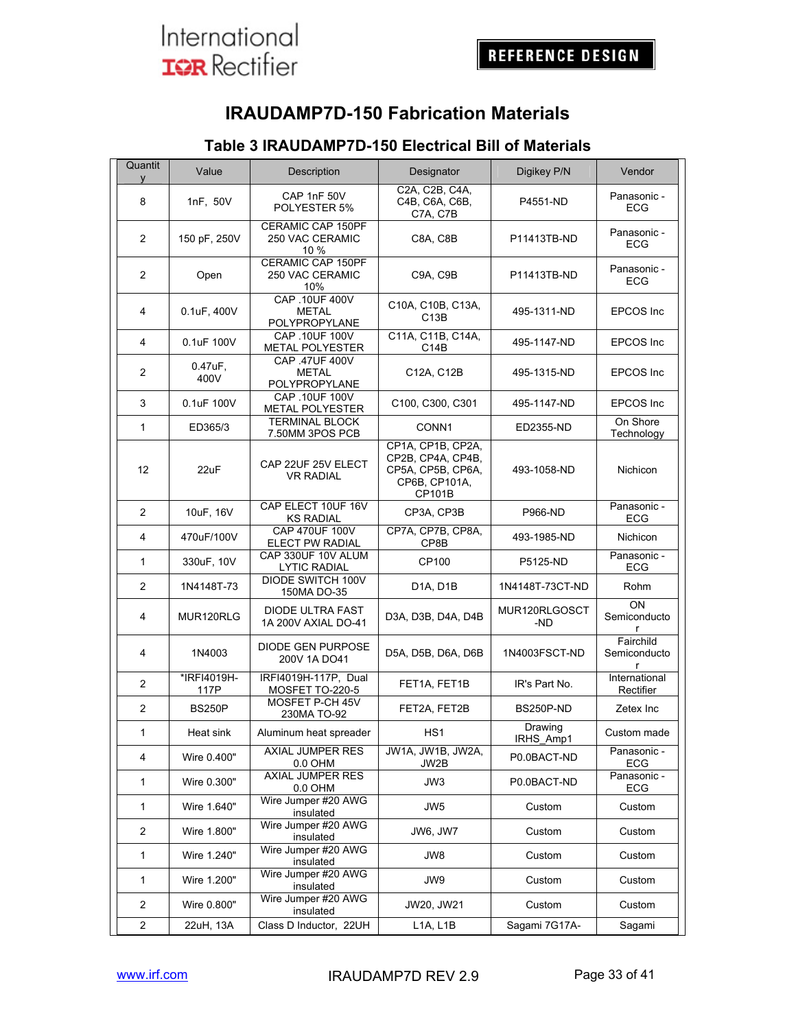# IRAUDAMP7D-150 Fabrication Materials

## Table 3 IRAUDAMP7D-150 Electrical Bill of Materials

| Quantity | Value | Description | Designator | Digikey P/N | Vendor |
|---|---|---|---|---|---|
| 8 | 1nF, 50V | CAP 1nF 50V POLYESTER 5% | C2A, C2B, C4A, C4B, C6A, C6B, C7A, C7B | P4551-ND | Panasonic - ECG |
| 2 | 150 pF, 250V | CERAMIC CAP 150PF 250 VAC CERAMIC 10 % | C8A, C8B | P11413TB-ND | Panasonic - ECG |
| 2 | Open | CERAMIC CAP 150PF 250 VAC CERAMIC 10% | C9A, C9B | P11413TB-ND | Panasonic - ECG |
| 4 | 0.1uF, 400V | CAP .10UF 400V METAL POLYPROPYLANE | C10A, C10B, C13A, C13B | 495-1311-ND | EPCOS Inc |
| 4 | 0.1uF 100V | CAP .10UF 100V METAL POLYESTER | C11A, C11B, C14A, C14B | 495-1147-ND | EPCOS Inc |
| 2 | 0.47uF, 400V | CAP .47UF 400V METAL POLYPROPYLANE | C12A, C12B | 495-1315-ND | EPCOS Inc |
| 3 | 0.1uF 100V | CAP .10UF 100V METAL POLYESTER | C100, C300, C301 | 495-1147-ND | EPCOS Inc |
| 1 | ED365/3 | TERMINAL BLOCK 7.50MM 3POS PCB | CONN1 | ED2355-ND | On Shore Technology |
| 12 | 22uF | CAP 22UF 25V ELECT VR RADIAL | CP1A, CP1B, CP2A, CP2B, CP4A, CP4B, CP5A, CP5B, CP6A, CP6B, CP101A, CP101B | 493-1058-ND | Nichicon |
| 2 | 10uF, 16V | CAP ELECT 10UF 16V KS RADIAL | CP3A, CP3B | P966-ND | Panasonic - ECG |
| 4 | 470uF/100V | CAP 470UF 100V ELECT PW RADIAL | CP7A, CP7B, CP8A, CP8B | 493-1985-ND | Nichicon |
| 1 | 330uF, 10V | CAP 330UF 10V ALUM LYTIC RADIAL | CP100 | P5125-ND | Panasonic - ECG |
| 2 | 1N4148T-73 | DIODE SWITCH 100V 150MA DO-35 | D1A, D1B | 1N4148T-73CT-ND | Rohm |
| 4 | MUR120RLG | DIODE ULTRA FAST 1A 200V AXIAL DO-41 | D3A, D3B, D4A, D4B | MUR120RLGOSCT-ND | ON Semiconductor |
| 4 | 1N4003 | DIODE GEN PURPOSE 200V 1A DO41 | D5A, D5B, D6A, D6B | 1N4003FSCT-ND | Fairchild Semiconductor |
| 2 | *IRFI4019H-117P | IRFI4019H-117P, Dual MOSFET TO-220-5 | FET1A, FET1B | IR's Part No. | International Rectifier |
| 2 | BS250P | MOSFET P-CH 45V 230MA TO-92 | FET2A, FET2B | BS250P-ND | Zetex Inc |
| 1 | Heat sink | Aluminum heat spreader | HS1 | Drawing IRHS_Amp1 | Custom made |
| 4 | Wire 0.400" | AXIAL JUMPER RES 0.0 OHM | JW1A, JW1B, JW2A, JW2B | P0.0BACT-ND | Panasonic - ECG |
| 1 | Wire 0.300" | AXIAL JUMPER RES 0.0 OHM | JW3 | P0.0BACT-ND | Panasonic - ECG |
| 1 | Wire 1.640" | Wire Jumper #20 AWG insulated | JW5 | Custom | Custom |
| 2 | Wire 1.800" | Wire Jumper #20 AWG insulated | JW6, JW7 | Custom | Custom |
| 1 | Wire 1.240" | Wire Jumper #20 AWG insulated | JW8 | Custom | Custom |
| 1 | Wire 1.200" | Wire Jumper #20 AWG insulated | JW9 | Custom | Custom |
| 2 | Wire 0.800" | Wire Jumper #20 AWG insulated | JW20, JW21 | Custom | Custom |
| 2 | 22uH, 13A | Class D Inductor, 22UH | L1A, L1B | Sagami 7G17A- | Sagami |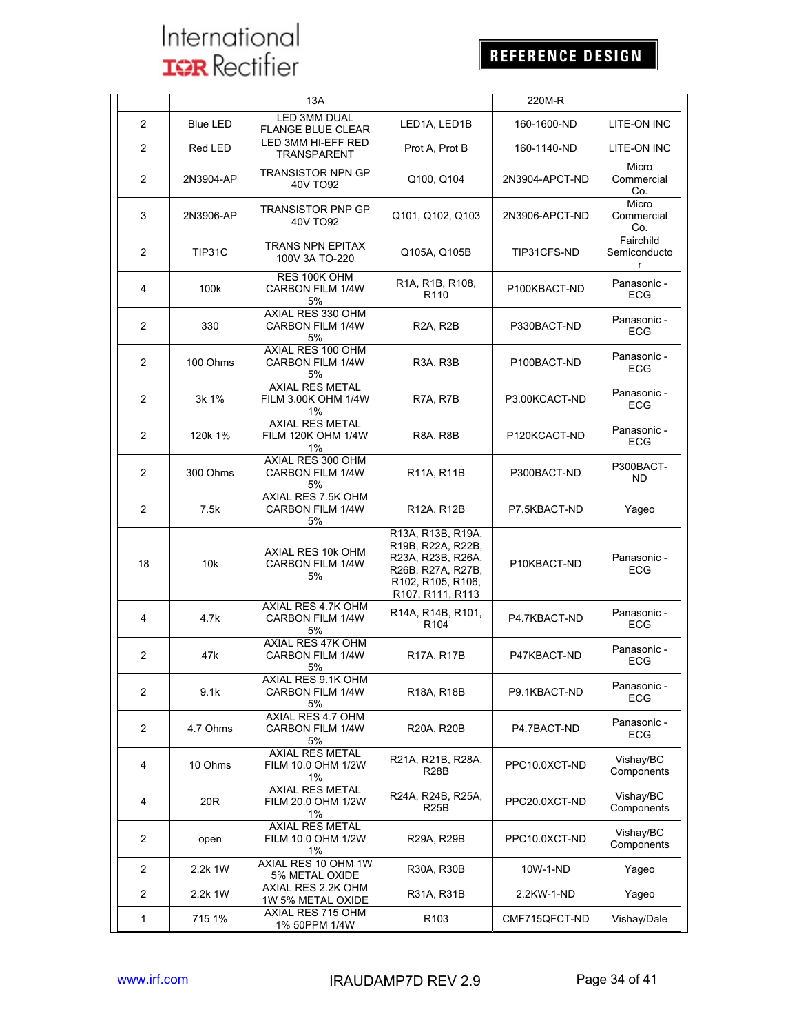| | | 13A | | 220M-R | |
|---|---|---|---|---|---|
| 2 | Blue LED | LED 3MM DUAL FLANGE BLUE CLEAR | LED1A, LED1B | 160-1600-ND | LITE-ON INC |
| 2 | Red LED | LED 3MM HI-EFF RED TRANSPARENT | Prot A, Prot B | 160-1140-ND | LITE-ON INC |
| 2 | 2N3904-AP | TRANSISTOR NPN GP 40V TO92 | Q100, Q104 | 2N3904-APCT-ND | Micro Commercial Co. |
| 3 | 2N3906-AP | TRANSISTOR PNP GP 40V TO92 | Q101, Q102, Q103 | 2N3906-APCT-ND | Micro Commercial Co. |
| 2 | TIP31C | TRANS NPN EPITAX 100V 3A TO-220 | Q105A, Q105B | TIP31CFS-ND | Fairchild Semiconductor |
| 4 | 100k | RES 100K OHM CARBON FILM 1/4W 5% | R1A, R1B, R108, R110 | P100KBACT-ND | Panasonic - ECG |
| 2 | 330 | AXIAL RES 330 OHM CARBON FILM 1/4W 5% | R2A, R2B | P330BACT-ND | Panasonic - ECG |
| 2 | 100 Ohms | AXIAL RES 100 OHM CARBON FILM 1/4W 5% | R3A, R3B | P100BACT-ND | Panasonic - ECG |
| 2 | 3k 1% | AXIAL RES METAL FILM 3.00K OHM 1/4W 1% | R7A, R7B | P3.00KCACT-ND | Panasonic - ECG |
| 2 | 120k 1% | AXIAL RES METAL FILM 120K OHM 1/4W 1% | R8A, R8B | P120KCACT-ND | Panasonic - ECG |
| 2 | 300 Ohms | AXIAL RES 300 OHM CARBON FILM 1/4W 5% | R11A, R11B | P300BACT-ND | P300BACT-ND |
| 2 | 7.5k | AXIAL RES 7.5K OHM CARBON FILM 1/4W 5% | R12A, R12B | P7.5KBACT-ND | Yageo |
| 18 | 10k | AXIAL RES 10k OHM CARBON FILM 1/4W 5% | R13A, R13B, R19A, R19B, R22A, R22B, R23A, R23B, R26A, R26B, R27A, R27B, R102, R105, R106, R107, R111, R113 | P10KBACT-ND | Panasonic - ECG |
| 4 | 4.7k | AXIAL RES 4.7K OHM CARBON FILM 1/4W 5% | R14A, R14B, R101, R104 | P4.7KBACT-ND | Panasonic - ECG |
| 2 | 47k | AXIAL RES 47K OHM CARBON FILM 1/4W 5% | R17A, R17B | P47KBACT-ND | Panasonic - ECG |
| 2 | 9.1k | AXIAL RES 9.1K OHM CARBON FILM 1/4W 5% | R18A, R18B | P9.1KBACT-ND | Panasonic - ECG |
| 2 | 4.7 Ohms | AXIAL RES 4.7 OHM CARBON FILM 1/4W 5% | R20A, R20B | P4.7BACT-ND | Panasonic - ECG |
| 4 | 10 Ohms | AXIAL RES METAL FILM 10.0 OHM 1/2W 1% | R21A, R21B, R28A, R28B | PPC10.0XCT-ND | Vishay/BC Components |
| 4 | 20R | AXIAL RES METAL FILM 20.0 OHM 1/2W 1% | R24A, R24B, R25A, R25B | PPC20.0XCT-ND | Vishay/BC Components |
| 2 | open | AXIAL RES METAL FILM 10.0 OHM 1/2W 1% | R29A, R29B | PPC10.0XCT-ND | Vishay/BC Components |
| 2 | 2.2k 1W | AXIAL RES 10 OHM 1W 5% METAL OXIDE | R30A, R30B | 10W-1-ND | Yageo |
| 2 | 2.2k 1W | AXIAL RES 2.2K OHM 1W 5% METAL OXIDE | R31A, R31B | 2.2KW-1-ND | Yageo |
| 1 | 715 1% | AXIAL RES 715 OHM 1% 50PPM 1/4W | R103 | CMF715QFCT-ND | Vishay/Dale |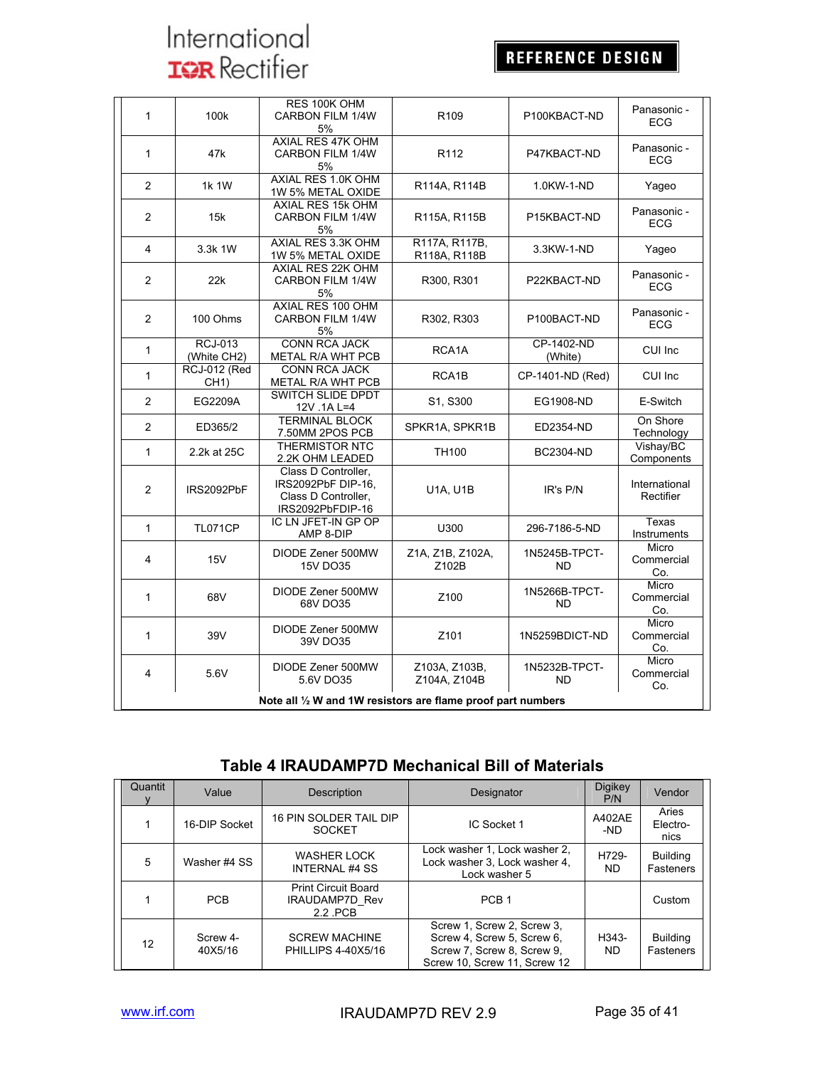| | | | | | |
|---|---|---|---|---|---|
| 1 | 100k | RES 100K OHM CARBON FILM 1/4W 5% | R109 | P100KBACT-ND | Panasonic - ECG |
| 1 | 47k | AXIAL RES 47K OHM CARBON FILM 1/4W 5% | R112 | P47KBACT-ND | Panasonic - ECG |
| 2 | 1k 1W | AXIAL RES 1.0K OHM 1W 5% METAL OXIDE | R114A, R114B | 1.0KW-1-ND | Yageo |
| 2 | 15k | AXIAL RES 15k OHM CARBON FILM 1/4W 5% | R115A, R115B | P15KBACT-ND | Panasonic - ECG |
| 4 | 3.3k 1W | AXIAL RES 3.3K OHM 1W 5% METAL OXIDE | R117A, R117B, R118A, R118B | 3.3KW-1-ND | Yageo |
| 2 | 22k | AXIAL RES 22K OHM CARBON FILM 1/4W 5% | R300, R301 | P22KBACT-ND | Panasonic - ECG |
| 2 | 100 Ohms | AXIAL RES 100 OHM CARBON FILM 1/4W 5% | R302, R303 | P100BACT-ND | Panasonic - ECG |
| 1 | RCJ-013 (White CH2) | CONN RCA JACK METAL R/A WHT PCB | RCA1A | CP-1402-ND (White) | CUI Inc |
| 1 | RCJ-012 (Red CH1) | CONN RCA JACK METAL R/A WHT PCB | RCA1B | CP-1401-ND (Red) | CUI Inc |
| 2 | EG2209A | SWITCH SLIDE DPDT 12V .1A L=4 | S1, S300 | EG1908-ND | E-Switch |
| 2 | ED365/2 | TERMINAL BLOCK 7.50MM 2POS PCB | SPKR1A, SPKR1B | ED2354-ND | On Shore Technology |
| 1 | 2.2k at 25C | THERMISTOR NTC 2.2K OHM LEADED | TH100 | BC2304-ND | Vishay/BC Components |
| 2 | IRS2092PbF | Class D Controller, IRS2092PbF DIP-16, Class D Controller, IRS2092PbFDIP-16 | U1A, U1B | IR's P/N | International Rectifier |
| 1 | TL071CP | IC LN JFET-IN GP OP AMP 8-DIP | U300 | 296-7186-5-ND | Texas Instruments |
| 4 | 15V | DIODE Zener 500MW 15V DO35 | Z1A, Z1B, Z102A, Z102B | 1N5245B-TPCT-ND | Micro Commercial Co. |
| 1 | 68V | DIODE Zener 500MW 68V DO35 | Z100 | 1N5266B-TPCT-ND | Micro Commercial Co. |
| 1 | 39V | DIODE Zener 500MW 39V DO35 | Z101 | 1N5259BDICT-ND | Micro Commercial Co. |
| 4 | 5.6V | DIODE Zener 500MW 5.6V DO35 | Z103A, Z103B, Z104A, Z104B | 1N5232B-TPCT-ND | Micro Commercial Co. |

**Note all ½ W and 1W resistors are flame proof part numbers**

## Table 4 IRAUDAMP7D Mechanical Bill of Materials

| Quantity | Value | Description | Designator | Digikey P/N | Vendor |
|---|---|---|---|---|---|
| 1 | 16-DIP Socket | 16 PIN SOLDER TAIL DIP SOCKET | IC Socket 1 | A402AE-ND | Aries Electronics |
| 5 | Washer #4 SS | WASHER LOCK INTERNAL #4 SS | Lock washer 1, Lock washer 2, Lock washer 3, Lock washer 4, Lock washer 5 | H729-ND | Building Fasteners |
| 1 | PCB | Print Circuit Board IRAUDAMP7D_Rev 2.2 .PCB | PCB 1 | | Custom |
| 12 | Screw 4-40X5/16 | SCREW MACHINE PHILLIPS 4-40X5/16 | Screw 1, Screw 2, Screw 3, Screw 4, Screw 5, Screw 6, Screw 7, Screw 8, Screw 9, Screw 10, Screw 11, Screw 12 | H343-ND | Building Fasteners |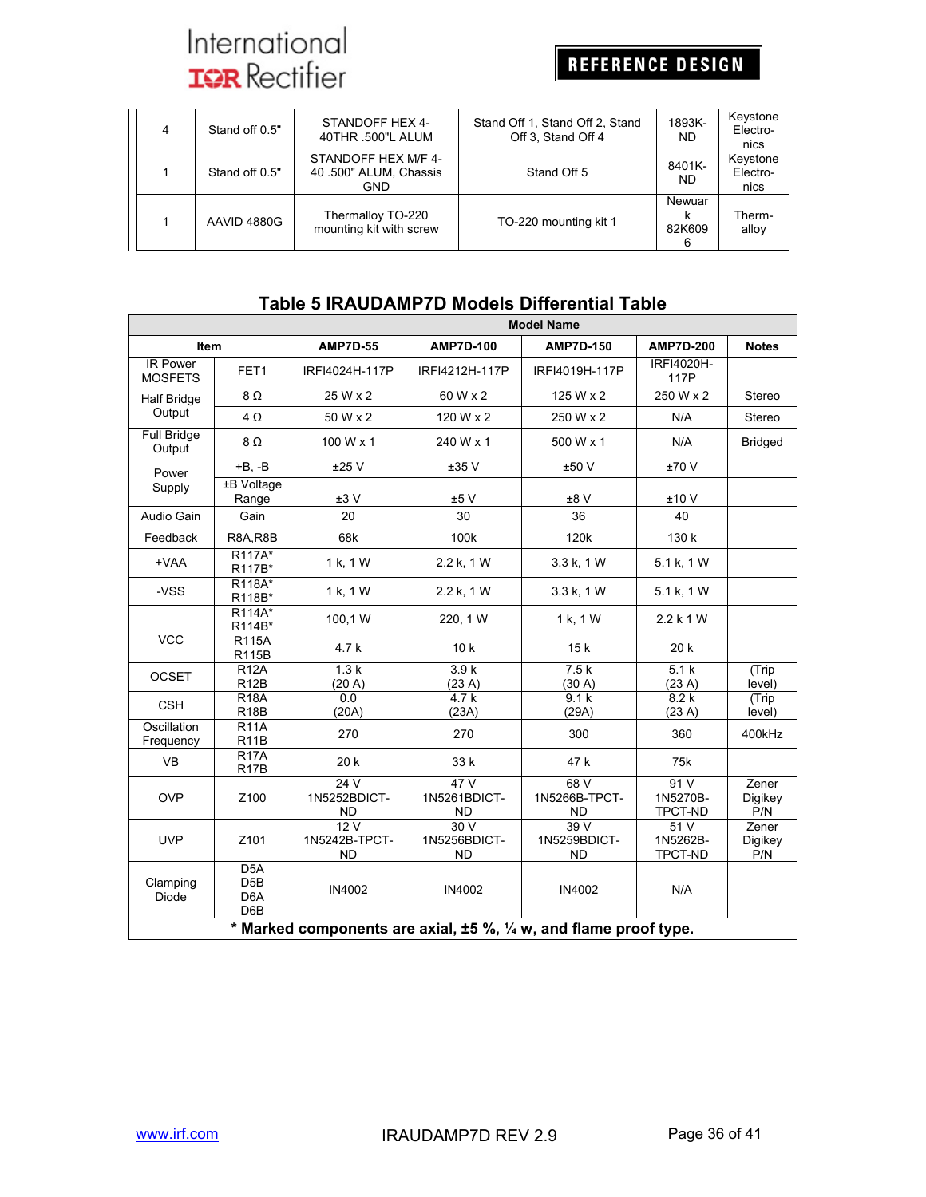| 4 | Stand off 0.5" | STANDOFF HEX 4-40THR .500"L ALUM | Stand Off 1, Stand Off 2, Stand Off 3, Stand Off 4 | 1893K-ND | Keystone Electronics |
|---|---|---|---|---|---|
| 1 | Stand off 0.5" | STANDOFF HEX M/F 4-40 .500" ALUM, Chassis GND | Stand Off 5 | 8401K-ND | Keystone Electronics |
| 1 | AAVID 4880G | Thermalloy TO-220 mounting kit with screw | TO-220 mounting kit 1 | Newark 82K6096 | Therm-alloy |

## Table 5 IRAUDAMP7D Models Differential Table

| Item | | Model Name | | | | |
|---|---|---|---|---|---|---|
| Item | | AMP7D-55 | AMP7D-100 | AMP7D-150 | AMP7D-200 | Notes |
| IR Power MOSFETS | FET1 | IRFI4024H-117P | IRFI4212H-117P | IRFI4019H-117P | IRFI4020H-117P | |
| Half Bridge Output | 8 Ω | 25 W x 2 | 60 W x 2 | 125 W x 2 | 250 W x 2 | Stereo |
| | 4 Ω | 50 W x 2 | 120 W x 2 | 250 W x 2 | N/A | Stereo |
| Full Bridge Output | 8 Ω | 100 W x 1 | 240 W x 1 | 500 W x 1 | N/A | Bridged |
| Power Supply | +B, -B | ±25 V | ±35 V | ±50 V | ±70 V | |
| | ±B Voltage Range | ±3 V | ±5 V | ±8 V | ±10 V | |
| Audio Gain | Gain | 20 | 30 | 36 | 40 | |
| Feedback | R8A,R8B | 68k | 100k | 120k | 130 k | |
| +VAA | R117A* R117B* | 1 k, 1 W | 2.2 k, 1 W | 3.3 k, 1 W | 5.1 k, 1 W | |
| -VSS | R118A* R118B* | 1 k, 1 W | 2.2 k, 1 W | 3.3 k, 1 W | 5.1 k, 1 W | |
| VCC | R114A* R114B* | 100,1 W | 220, 1 W | 1 k, 1 W | 2.2 k 1 W | |
| | R115A R115B | 4.7 k | 10 k | 15 k | 20 k | |
| OCSET | R12A R12B | 1.3 k (20 A) | 3.9 k (23 A) | 7.5 k (30 A) | 5.1 k (23 A) | (Trip level) |
| CSH | R18A R18B | 0.0 (20A) | 4.7 k (23A) | 9.1 k (29A) | 8.2 k (23 A) | (Trip level) |
| Oscillation Frequency | R11A R11B | 270 | 270 | 300 | 360 | 400kHz |
| VB | R17A R17B | 20 k | 33 k | 47 k | 75k | |
| OVP | Z100 | 24 V 1N5252BDICT-ND | 47 V 1N5261BDICT-ND | 68 V 1N5266B-TPCT-ND | 91 V 1N5270B-TPCT-ND | Zener Digikey P/N |
| UVP | Z101 | 12 V 1N5242B-TPCT-ND | 30 V 1N5256BDICT-ND | 39 V 1N5259BDICT-ND | 51 V 1N5262B-TPCT-ND | Zener Digikey P/N |
| Clamping Diode | D5A D5B D6A D6B | IN4002 | IN4002 | IN4002 | N/A | |

**\* Marked components are axial, ±5 %, ¼ w, and flame proof type.**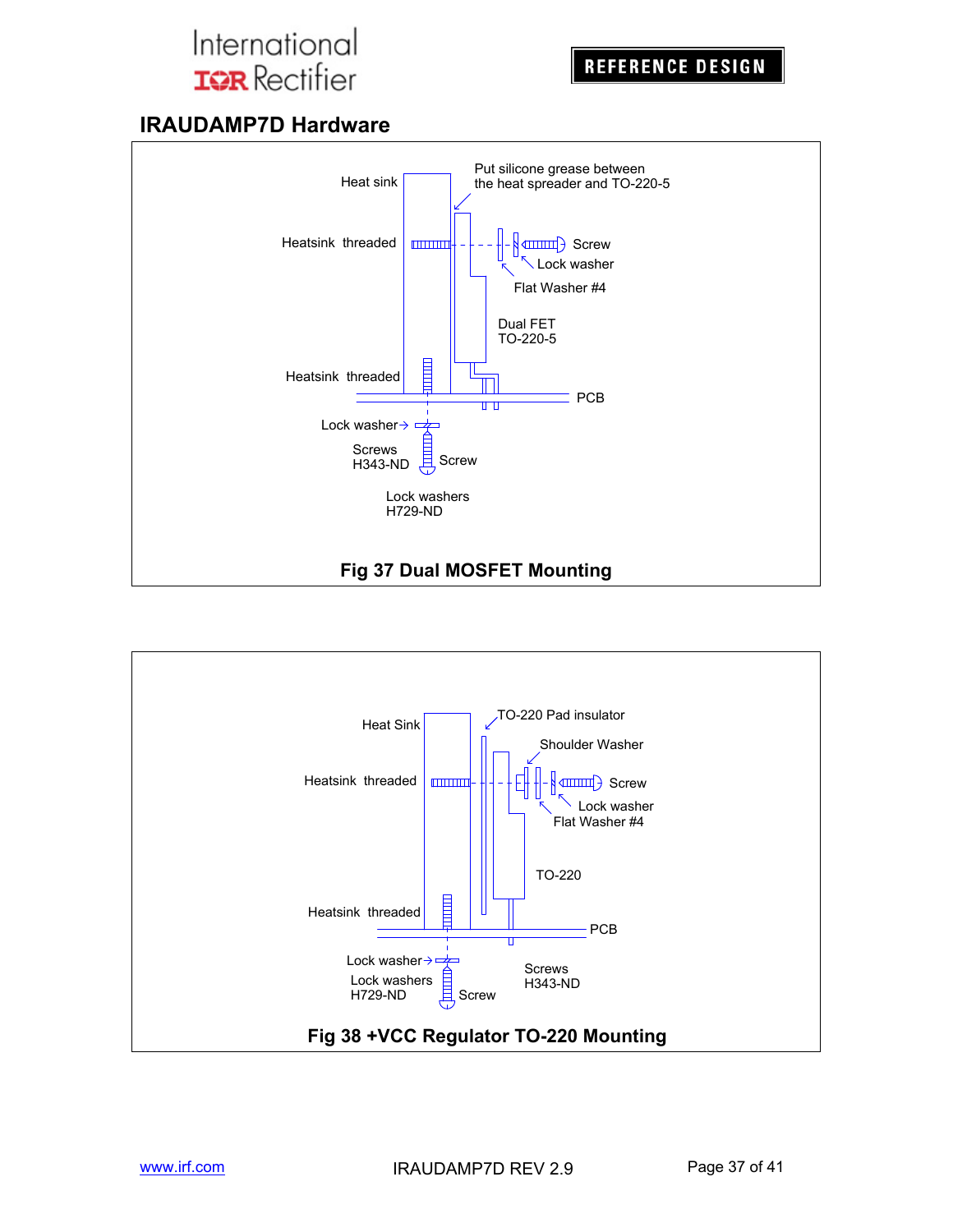## IRAUDAMP7D Hardware

Heat sink

Put silicone grease between the heat spreader and TO-220-5

Heatsink threaded

Screw

Lock washer

Flat Washer #4

Dual FET TO-220-5

Heatsink threaded

PCB

Lock washer

Screws H343-ND

Screw

Lock washers H729-ND

**Fig 37 Dual MOSFET Mounting**

Heat Sink

TO-220 Pad insulator

Shoulder Washer

Heatsink threaded

Screw

Lock washer

Flat Washer #4

TO-220

Heatsink threaded

PCB

Lock washer

Lock washers H729-ND

Screw

Screws H343-ND

**Fig 38 +VCC Regulator TO-220 Mounting**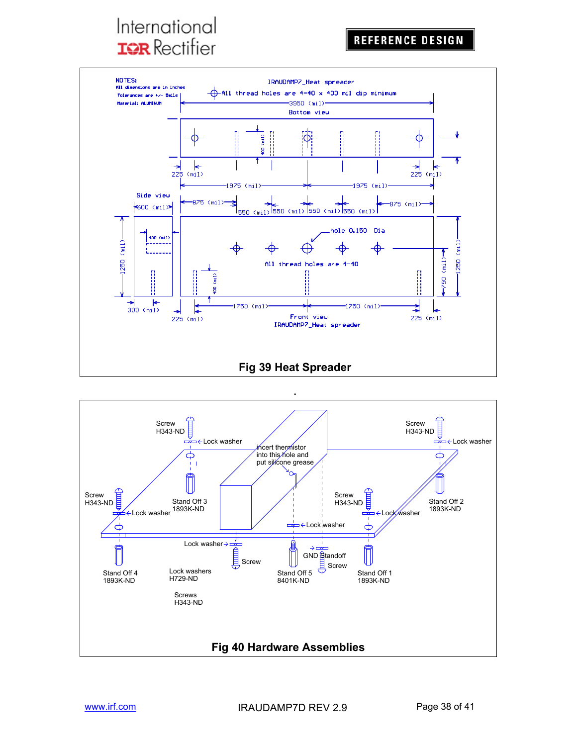NOTES:
All dimensions are in inches
Tolerances are +/- 5mils
Material: ALUMINUM

IRAUDAMP7_Heat spreader

All thread holes are 4-40 x 400 mil dip minimum

3950 (mil)

Bottom view

400 (mil)

225 (mil) 225 (mil)

1975 (mil) 1975 (mil)

Side view

600 (mil)

875 (mil) 875 (mil)

550 (mil) 550 (mil) 550 (mil) 550 (mil)

hole 0.150 Dia

400 (mil)

1250 (mil)

All thread holes are 4-40

400 (mil)

750 (mil) 1250 (mil)

300 (mil)

1750 (mil) 1750 (mil)

225 (mil) 225 (mil)

Front view
IRAUDAMP7_Heat spreader

**Fig 39 Heat Spreader**

Screw H343-ND
Lock washer
Screw H343-ND
Lock washer
incert thermistor into this hole and put silicone grease
Screw H343-ND
Lock washer
Stand Off 3 1893K-ND
Screw H343-ND
Lock washer
Stand Off 2 1893K-ND
Lock washer
Lock washer
GND Standoff
Screw
Screw
Stand Off 4 1893K-ND
Lock washers H729-ND
Screws H343-ND
Stand Off 5 8401K-ND
Stand Off 1 1893K-ND

**Fig 40 Hardware Assemblies**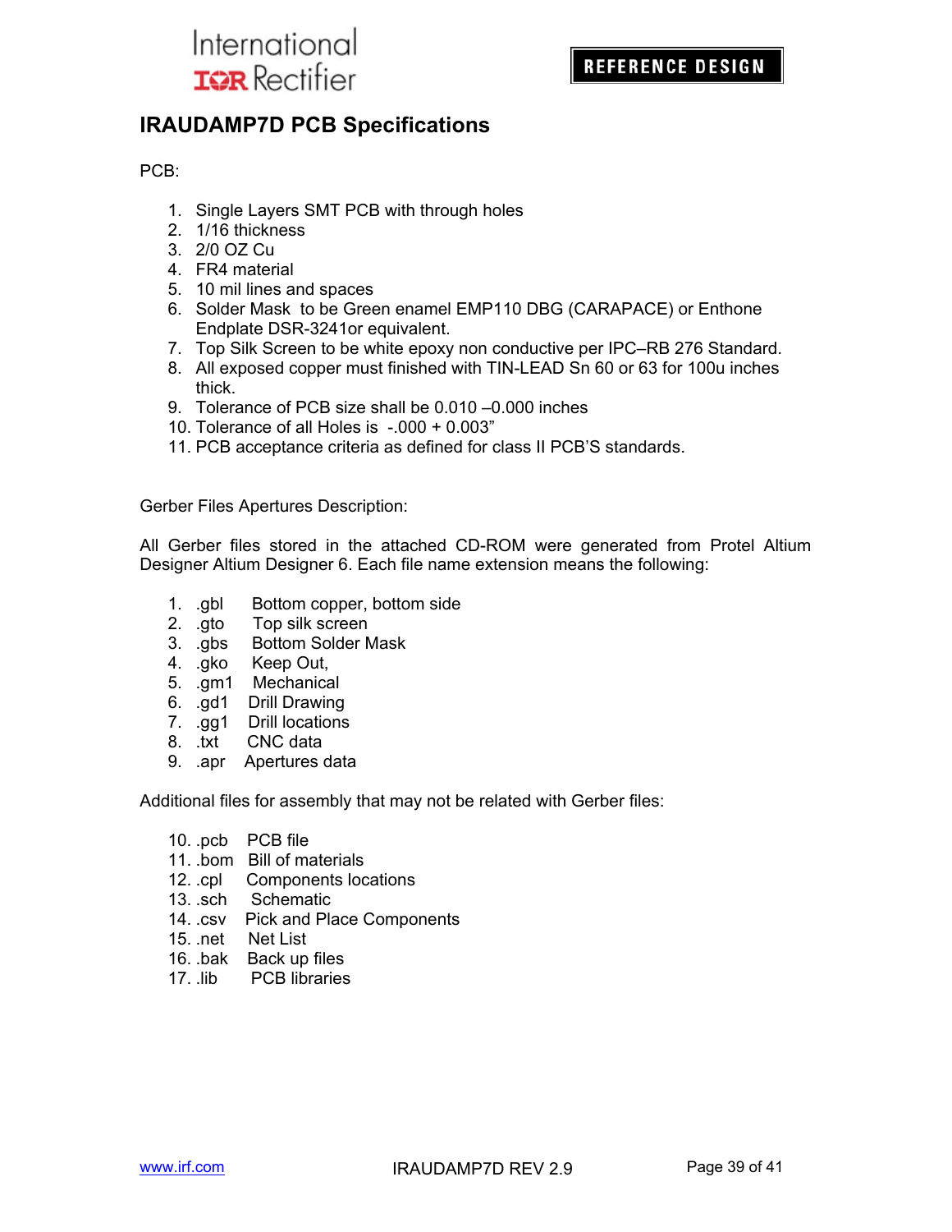# IRAUDAMP7D PCB Specifications

PCB:

1. Single Layers SMT PCB with through holes
2. 1/16 thickness
3. 2/0 OZ Cu
4. FR4 material
5. 10 mil lines and spaces
6. Solder Mask to be Green enamel EMP110 DBG (CARAPACE) or Enthone Endplate DSR-3241or equivalent.
7. Top Silk Screen to be white epoxy non conductive per IPC–RB 276 Standard.
8. All exposed copper must finished with TIN-LEAD Sn 60 or 63 for 100u inches thick.
9. Tolerance of PCB size shall be 0.010 –0.000 inches
10. Tolerance of all Holes is -.000 + 0.003"
11. PCB acceptance criteria as defined for class II PCB'S standards.

Gerber Files Apertures Description:

All Gerber files stored in the attached CD-ROM were generated from Protel Altium Designer Altium Designer 6. Each file name extension means the following:

1. .gbl Bottom copper, bottom side
2. .gto Top silk screen
3. .gbs Bottom Solder Mask
4. .gko Keep Out,
5. .gm1 Mechanical
6. .gd1 Drill Drawing
7. .gg1 Drill locations
8. .txt CNC data
9. .apr Apertures data

Additional files for assembly that may not be related with Gerber files:

10. .pcb PCB file
11. .bom Bill of materials
12. .cpl Components locations
13. .sch Schematic
14. .csv Pick and Place Components
15. .net Net List
16. .bak Back up files
17. .lib PCB libraries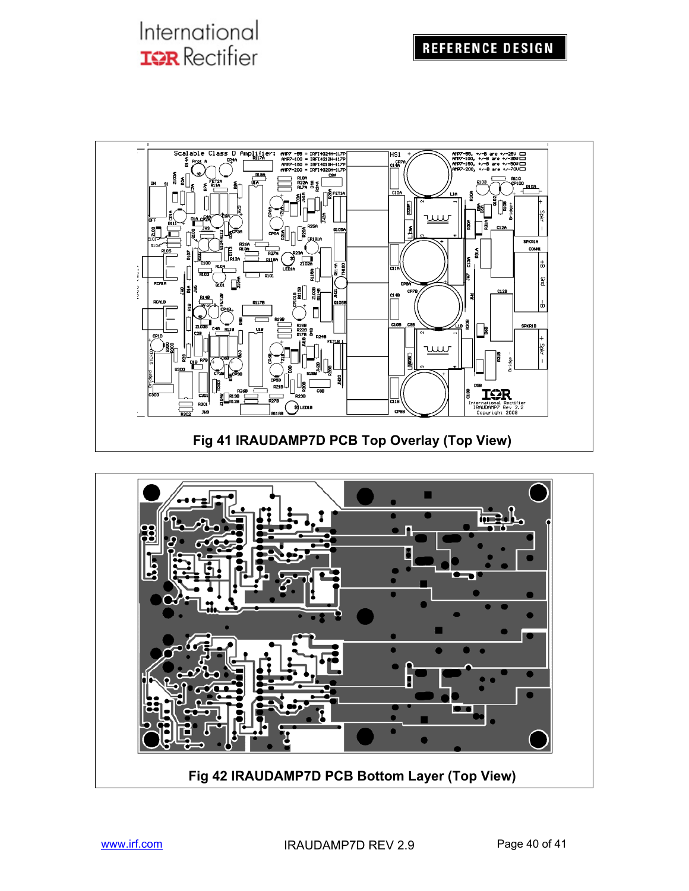Fig 41 IRAUDAMP7D PCB Top Overlay (Top View)

Fig 42 IRAUDAMP7D PCB Bottom Layer (Top View)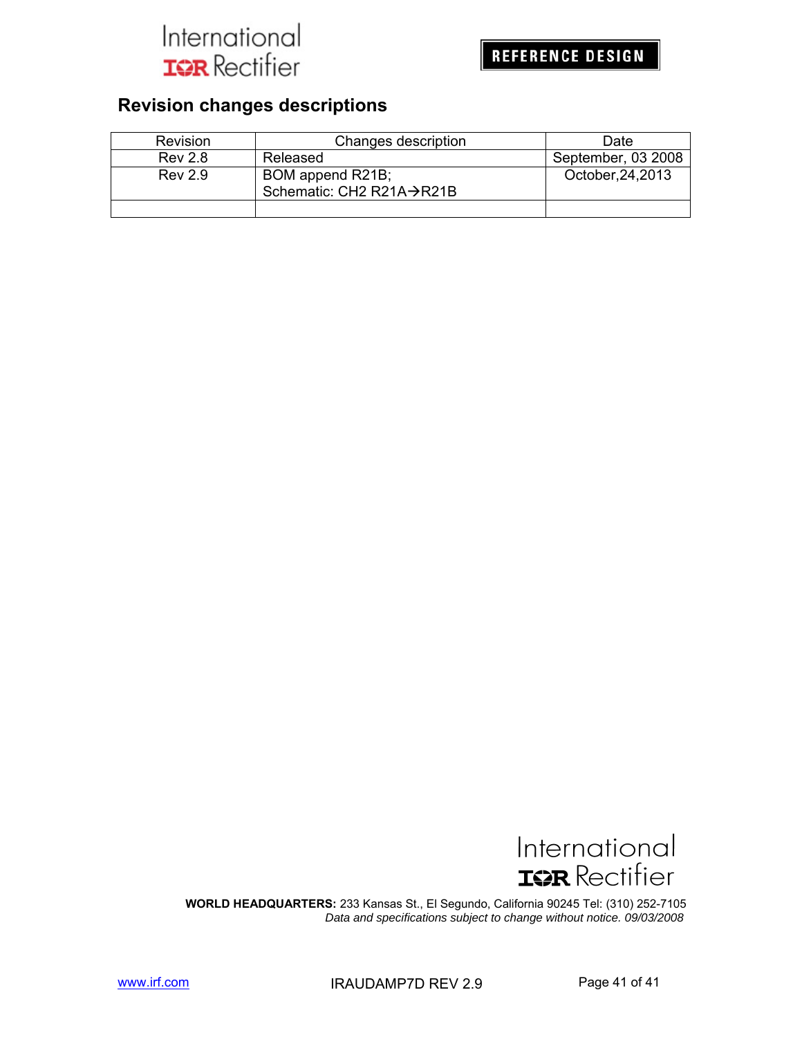## Revision changes descriptions

| Revision | Changes description | Date |
|---|---|---|
| Rev 2.8 | Released | September, 03 2008 |
| Rev 2.9 | BOM append R21B;<br>Schematic: CH2 R21A→R21B | October,24,2013 |
| | | |

International
IOR Rectifier

**WORLD HEADQUARTERS:** 233 Kansas St., El Segundo, California 90245 Tel: (310) 252-7105
*Data and specifications subject to change without notice. 09/03/2008*